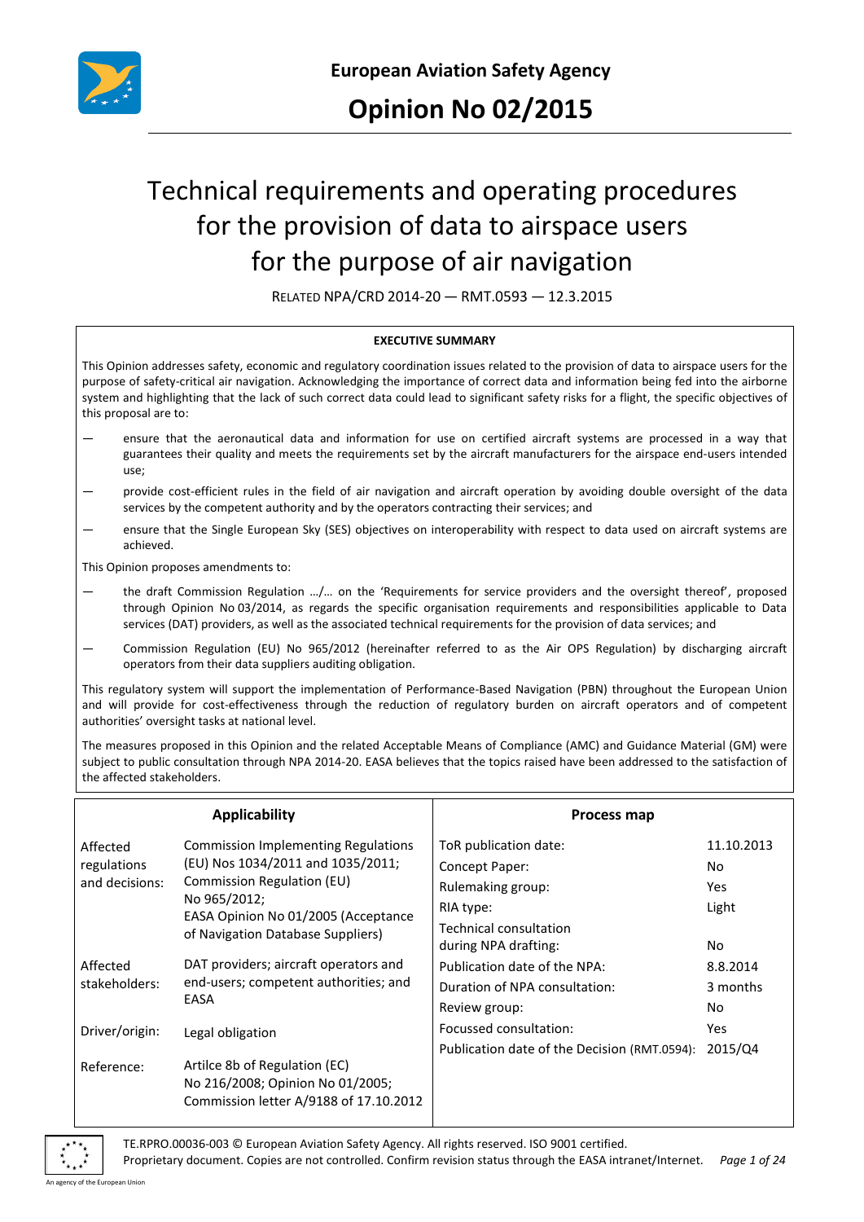**European Aviation Safety Agency**

# Opinion No 02/2015

# Technical requirements and operating procedures for the provision of data to airspace users for the purpose of air navigation

RELATED NPA/CRD 2014-20 — RMT.0593 — 12.3.2015

**EXECUTIVE SUMMARY**

This Opinion addresses safety, economic and regulatory coordination issues related to the provision of data to airspace users for the purpose of safety-critical air navigation. Acknowledging the importance of correct data and information being fed into the airborne system and highlighting that the lack of such correct data could lead to significant safety risks for a flight, the specific objectives of this proposal are to:

— ensure that the aeronautical data and information for use on certified aircraft systems are processed in a way that guarantees their quality and meets the requirements set by the aircraft manufacturers for the airspace end-users intended use;

— provide cost-efficient rules in the field of air navigation and aircraft operation by avoiding double oversight of the data services by the competent authority and by the operators contracting their services; and

— ensure that the Single European Sky (SES) objectives on interoperability with respect to data used on aircraft systems are achieved.

This Opinion proposes amendments to:

— the draft Commission Regulation …/… on the 'Requirements for service providers and the oversight thereof', proposed through Opinion No 03/2014, as regards the specific organisation requirements and responsibilities applicable to Data services (DAT) providers, as well as the associated technical requirements for the provision of data services; and

— Commission Regulation (EU) No 965/2012 (hereinafter referred to as the Air OPS Regulation) by discharging aircraft operators from their data suppliers auditing obligation.

This regulatory system will support the implementation of Performance-Based Navigation (PBN) throughout the European Union and will provide for cost-effectiveness through the reduction of regulatory burden on aircraft operators and of competent authorities' oversight tasks at national level.

The measures proposed in this Opinion and the related Acceptable Means of Compliance (AMC) and Guidance Material (GM) were subject to public consultation through NPA 2014-20. EASA believes that the topics raised have been addressed to the satisfaction of the affected stakeholders.

| Applicability | | Process map | |
|---|---|---|---|
| Affected regulations and decisions: | Commission Implementing Regulations (EU) Nos 1034/2011 and 1035/2011; Commission Regulation (EU) No 965/2012; EASA Opinion No 01/2005 (Acceptance of Navigation Database Suppliers) | ToR publication date: | 11.10.2013 |
| | | Concept Paper: | No |
| | | Rulemaking group: | Yes |
| | | RIA type: | Light |
| | | Technical consultation during NPA drafting: | No |
| Affected stakeholders: | DAT providers; aircraft operators and end-users; competent authorities; and EASA | Publication date of the NPA: | 8.8.2014 |
| | | Duration of NPA consultation: | 3 months |
| | | Review group: | No |
| Driver/origin: | Legal obligation | Focussed consultation: | Yes |
| | | Publication date of the Decision (RMT.0594): | 2015/Q4 |
| Reference: | Artilce 8b of Regulation (EC) No 216/2008; Opinion No 01/2005; Commission letter A/9188 of 17.10.2012 | | |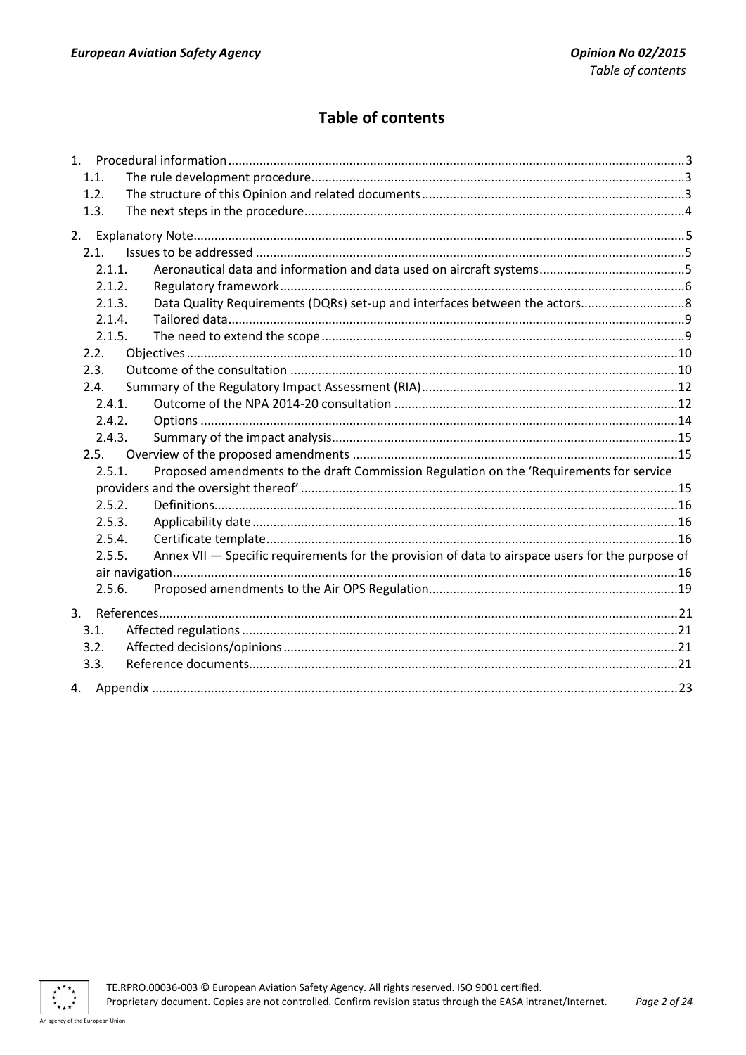# Table of contents

1. Procedural information ..... 3
   - 1.1. The rule development procedure ..... 3
   - 1.2. The structure of this Opinion and related documents ..... 3
   - 1.3. The next steps in the procedure ..... 4
2. Explanatory Note ..... 5
   - 2.1. Issues to be addressed ..... 5
     - 2.1.1. Aeronautical data and information and data used on aircraft systems ..... 5
     - 2.1.2. Regulatory framework ..... 6
     - 2.1.3. Data Quality Requirements (DQRs) set-up and interfaces between the actors ..... 8
     - 2.1.4. Tailored data ..... 9
     - 2.1.5. The need to extend the scope ..... 9
   - 2.2. Objectives ..... 10
   - 2.3. Outcome of the consultation ..... 10
   - 2.4. Summary of the Regulatory Impact Assessment (RIA) ..... 12
     - 2.4.1. Outcome of the NPA 2014-20 consultation ..... 12
     - 2.4.2. Options ..... 14
     - 2.4.3. Summary of the impact analysis ..... 15
   - 2.5. Overview of the proposed amendments ..... 15
     - 2.5.1. Proposed amendments to the draft Commission Regulation on the 'Requirements for service providers and the oversight thereof' ..... 15
     - 2.5.2. Definitions ..... 16
     - 2.5.3. Applicability date ..... 16
     - 2.5.4. Certificate template ..... 16
     - 2.5.5. Annex VII — Specific requirements for the provision of data to airspace users for the purpose of air navigation ..... 16
     - 2.5.6. Proposed amendments to the Air OPS Regulation ..... 19
3. References ..... 21
   - 3.1. Affected regulations ..... 21
   - 3.2. Affected decisions/opinions ..... 21
   - 3.3. Reference documents ..... 21
4. Appendix ..... 23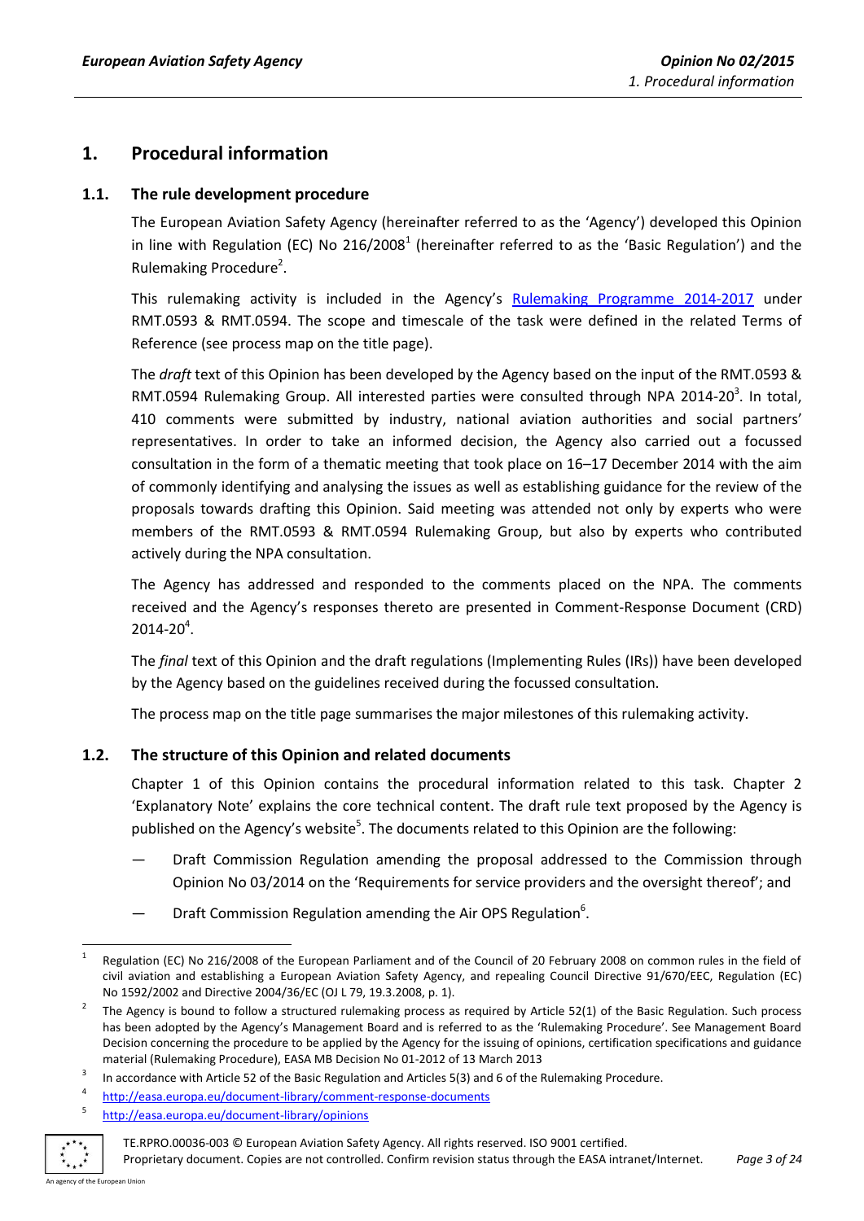# 1. Procedural information

## 1.1. The rule development procedure

The European Aviation Safety Agency (hereinafter referred to as the 'Agency') developed this Opinion in line with Regulation (EC) No 216/2008[1] (hereinafter referred to as the 'Basic Regulation') and the Rulemaking Procedure[2].

This rulemaking activity is included in the Agency's Rulemaking Programme 2014-2017 under RMT.0593 & RMT.0594. The scope and timescale of the task were defined in the related Terms of Reference (see process map on the title page).

The *draft* text of this Opinion has been developed by the Agency based on the input of the RMT.0593 & RMT.0594 Rulemaking Group. All interested parties were consulted through NPA 2014-20[3]. In total, 410 comments were submitted by industry, national aviation authorities and social partners' representatives. In order to take an informed decision, the Agency also carried out a focussed consultation in the form of a thematic meeting that took place on 16–17 December 2014 with the aim of commonly identifying and analysing the issues as well as establishing guidance for the review of the proposals towards drafting this Opinion. Said meeting was attended not only by experts who were members of the RMT.0593 & RMT.0594 Rulemaking Group, but also by experts who contributed actively during the NPA consultation.

The Agency has addressed and responded to the comments placed on the NPA. The comments received and the Agency's responses thereto are presented in Comment-Response Document (CRD) 2014-20[4].

The *final* text of this Opinion and the draft regulations (Implementing Rules (IRs)) have been developed by the Agency based on the guidelines received during the focussed consultation.

The process map on the title page summarises the major milestones of this rulemaking activity.

## 1.2. The structure of this Opinion and related documents

Chapter 1 of this Opinion contains the procedural information related to this task. Chapter 2 'Explanatory Note' explains the core technical content. The draft rule text proposed by the Agency is published on the Agency's website[5]. The documents related to this Opinion are the following:

- Draft Commission Regulation amending the proposal addressed to the Commission through Opinion No 03/2014 on the 'Requirements for service providers and the oversight thereof'; and
- Draft Commission Regulation amending the Air OPS Regulation[6].

---

[1] Regulation (EC) No 216/2008 of the European Parliament and of the Council of 20 February 2008 on common rules in the field of civil aviation and establishing a European Aviation Safety Agency, and repealing Council Directive 91/670/EEC, Regulation (EC) No 1592/2002 and Directive 2004/36/EC (OJ L 79, 19.3.2008, p. 1).

[2] The Agency is bound to follow a structured rulemaking process as required by Article 52(1) of the Basic Regulation. Such process has been adopted by the Agency's Management Board and is referred to as the 'Rulemaking Procedure'. See Management Board Decision concerning the procedure to be applied by the Agency for the issuing of opinions, certification specifications and guidance material (Rulemaking Procedure), EASA MB Decision No 01-2012 of 13 March 2013

[3] In accordance with Article 52 of the Basic Regulation and Articles 5(3) and 6 of the Rulemaking Procedure.

[4] http://easa.europa.eu/document-library/comment-response-documents

[5] http://easa.europa.eu/document-library/opinions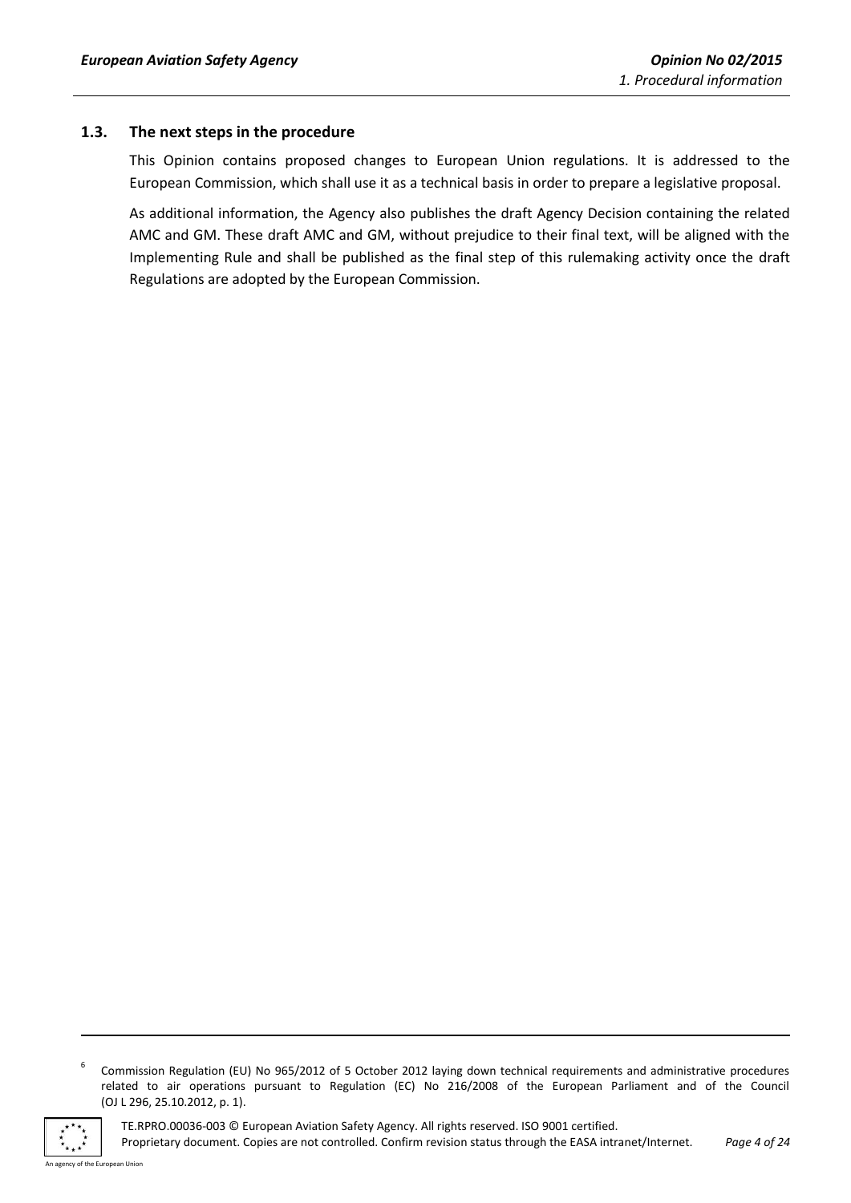## 1.3. The next steps in the procedure

This Opinion contains proposed changes to European Union regulations. It is addressed to the European Commission, which shall use it as a technical basis in order to prepare a legislative proposal.

As additional information, the Agency also publishes the draft Agency Decision containing the related AMC and GM. These draft AMC and GM, without prejudice to their final text, will be aligned with the Implementing Rule and shall be published as the final step of this rulemaking activity once the draft Regulations are adopted by the European Commission.

---

[6] Commission Regulation (EU) No 965/2012 of 5 October 2012 laying down technical requirements and administrative procedures related to air operations pursuant to Regulation (EC) No 216/2008 of the European Parliament and of the Council (OJ L 296, 25.10.2012, p. 1).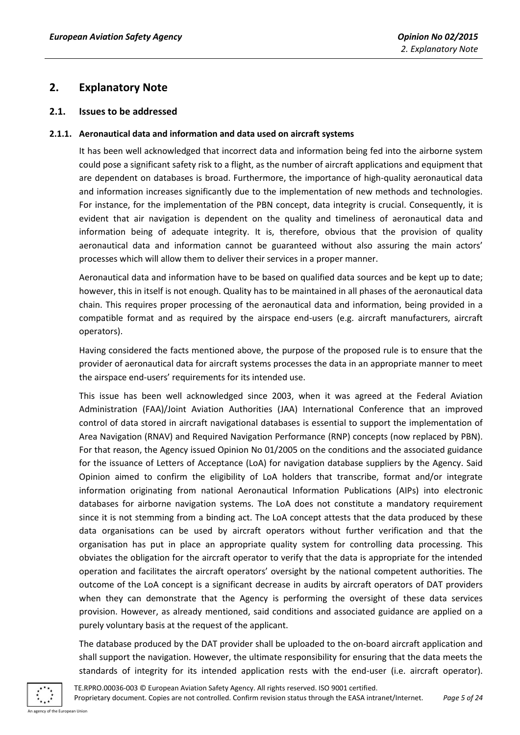## 2. Explanatory Note

### 2.1. Issues to be addressed

#### 2.1.1. Aeronautical data and information and data used on aircraft systems

It has been well acknowledged that incorrect data and information being fed into the airborne system could pose a significant safety risk to a flight, as the number of aircraft applications and equipment that are dependent on databases is broad. Furthermore, the importance of high-quality aeronautical data and information increases significantly due to the implementation of new methods and technologies. For instance, for the implementation of the PBN concept, data integrity is crucial. Consequently, it is evident that air navigation is dependent on the quality and timeliness of aeronautical data and information being of adequate integrity. It is, therefore, obvious that the provision of quality aeronautical data and information cannot be guaranteed without also assuring the main actors' processes which will allow them to deliver their services in a proper manner.

Aeronautical data and information have to be based on qualified data sources and be kept up to date; however, this in itself is not enough. Quality has to be maintained in all phases of the aeronautical data chain. This requires proper processing of the aeronautical data and information, being provided in a compatible format and as required by the airspace end-users (e.g. aircraft manufacturers, aircraft operators).

Having considered the facts mentioned above, the purpose of the proposed rule is to ensure that the provider of aeronautical data for aircraft systems processes the data in an appropriate manner to meet the airspace end-users' requirements for its intended use.

This issue has been well acknowledged since 2003, when it was agreed at the Federal Aviation Administration (FAA)/Joint Aviation Authorities (JAA) International Conference that an improved control of data stored in aircraft navigational databases is essential to support the implementation of Area Navigation (RNAV) and Required Navigation Performance (RNP) concepts (now replaced by PBN). For that reason, the Agency issued Opinion No 01/2005 on the conditions and the associated guidance for the issuance of Letters of Acceptance (LoA) for navigation database suppliers by the Agency. Said Opinion aimed to confirm the eligibility of LoA holders that transcribe, format and/or integrate information originating from national Aeronautical Information Publications (AIPs) into electronic databases for airborne navigation systems. The LoA does not constitute a mandatory requirement since it is not stemming from a binding act. The LoA concept attests that the data produced by these data organisations can be used by aircraft operators without further verification and that the organisation has put in place an appropriate quality system for controlling data processing. This obviates the obligation for the aircraft operator to verify that the data is appropriate for the intended operation and facilitates the aircraft operators' oversight by the national competent authorities. The outcome of the LoA concept is a significant decrease in audits by aircraft operators of DAT providers when they can demonstrate that the Agency is performing the oversight of these data services provision. However, as already mentioned, said conditions and associated guidance are applied on a purely voluntary basis at the request of the applicant.

The database produced by the DAT provider shall be uploaded to the on-board aircraft application and shall support the navigation. However, the ultimate responsibility for ensuring that the data meets the standards of integrity for its intended application rests with the end-user (i.e. aircraft operator).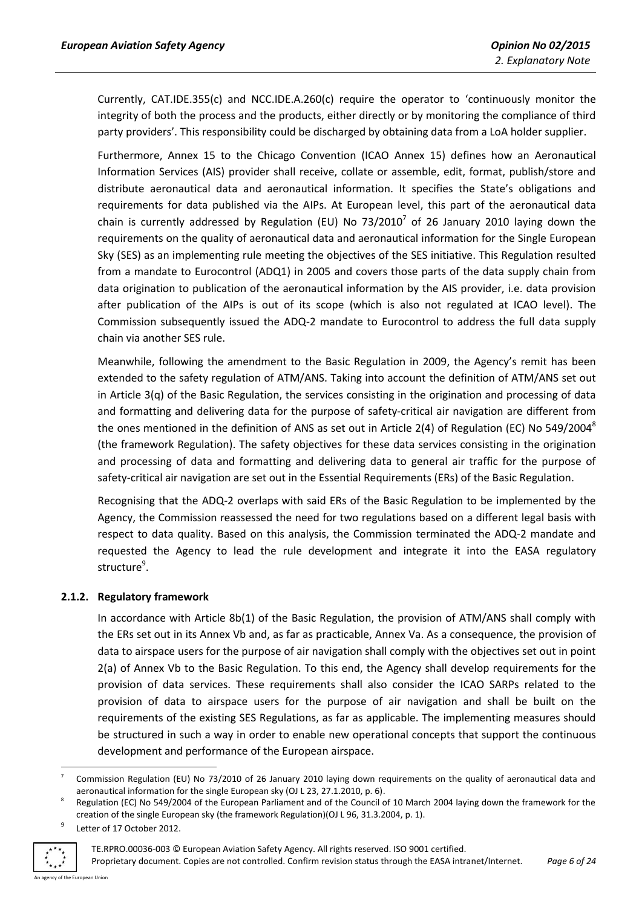Currently, CAT.IDE.355(c) and NCC.IDE.A.260(c) require the operator to 'continuously monitor the integrity of both the process and the products, either directly or by monitoring the compliance of third party providers'. This responsibility could be discharged by obtaining data from a LoA holder supplier.

Furthermore, Annex 15 to the Chicago Convention (ICAO Annex 15) defines how an Aeronautical Information Services (AIS) provider shall receive, collate or assemble, edit, format, publish/store and distribute aeronautical data and aeronautical information. It specifies the State's obligations and requirements for data published via the AIPs. At European level, this part of the aeronautical data chain is currently addressed by Regulation (EU) No 73/2010[7] of 26 January 2010 laying down the requirements on the quality of aeronautical data and aeronautical information for the Single European Sky (SES) as an implementing rule meeting the objectives of the SES initiative. This Regulation resulted from a mandate to Eurocontrol (ADQ1) in 2005 and covers those parts of the data supply chain from data origination to publication of the aeronautical information by the AIS provider, i.e. data provision after publication of the AIPs is out of its scope (which is also not regulated at ICAO level). The Commission subsequently issued the ADQ-2 mandate to Eurocontrol to address the full data supply chain via another SES rule.

Meanwhile, following the amendment to the Basic Regulation in 2009, the Agency's remit has been extended to the safety regulation of ATM/ANS. Taking into account the definition of ATM/ANS set out in Article 3(q) of the Basic Regulation, the services consisting in the origination and processing of data and formatting and delivering data for the purpose of safety-critical air navigation are different from the ones mentioned in the definition of ANS as set out in Article 2(4) of Regulation (EC) No 549/2004[8] (the framework Regulation). The safety objectives for these data services consisting in the origination and processing of data and formatting and delivering data to general air traffic for the purpose of safety-critical air navigation are set out in the Essential Requirements (ERs) of the Basic Regulation.

Recognising that the ADQ-2 overlaps with said ERs of the Basic Regulation to be implemented by the Agency, the Commission reassessed the need for two regulations based on a different legal basis with respect to data quality. Based on this analysis, the Commission terminated the ADQ-2 mandate and requested the Agency to lead the rule development and integrate it into the EASA regulatory structure[9].

### 2.1.2. Regulatory framework

In accordance with Article 8b(1) of the Basic Regulation, the provision of ATM/ANS shall comply with the ERs set out in its Annex Vb and, as far as practicable, Annex Va. As a consequence, the provision of data to airspace users for the purpose of air navigation shall comply with the objectives set out in point 2(a) of Annex Vb to the Basic Regulation. To this end, the Agency shall develop requirements for the provision of data services. These requirements shall also consider the ICAO SARPs related to the provision of data to airspace users for the purpose of air navigation and shall be built on the requirements of the existing SES Regulations, as far as applicable. The implementing measures should be structured in such a way in order to enable new operational concepts that support the continuous development and performance of the European airspace.

---

[7] Commission Regulation (EU) No 73/2010 of 26 January 2010 laying down requirements on the quality of aeronautical data and aeronautical information for the single European sky (OJ L 23, 27.1.2010, p. 6).

[8] Regulation (EC) No 549/2004 of the European Parliament and of the Council of 10 March 2004 laying down the framework for the creation of the single European sky (the framework Regulation)(OJ L 96, 31.3.2004, p. 1).

[9] Letter of 17 October 2012.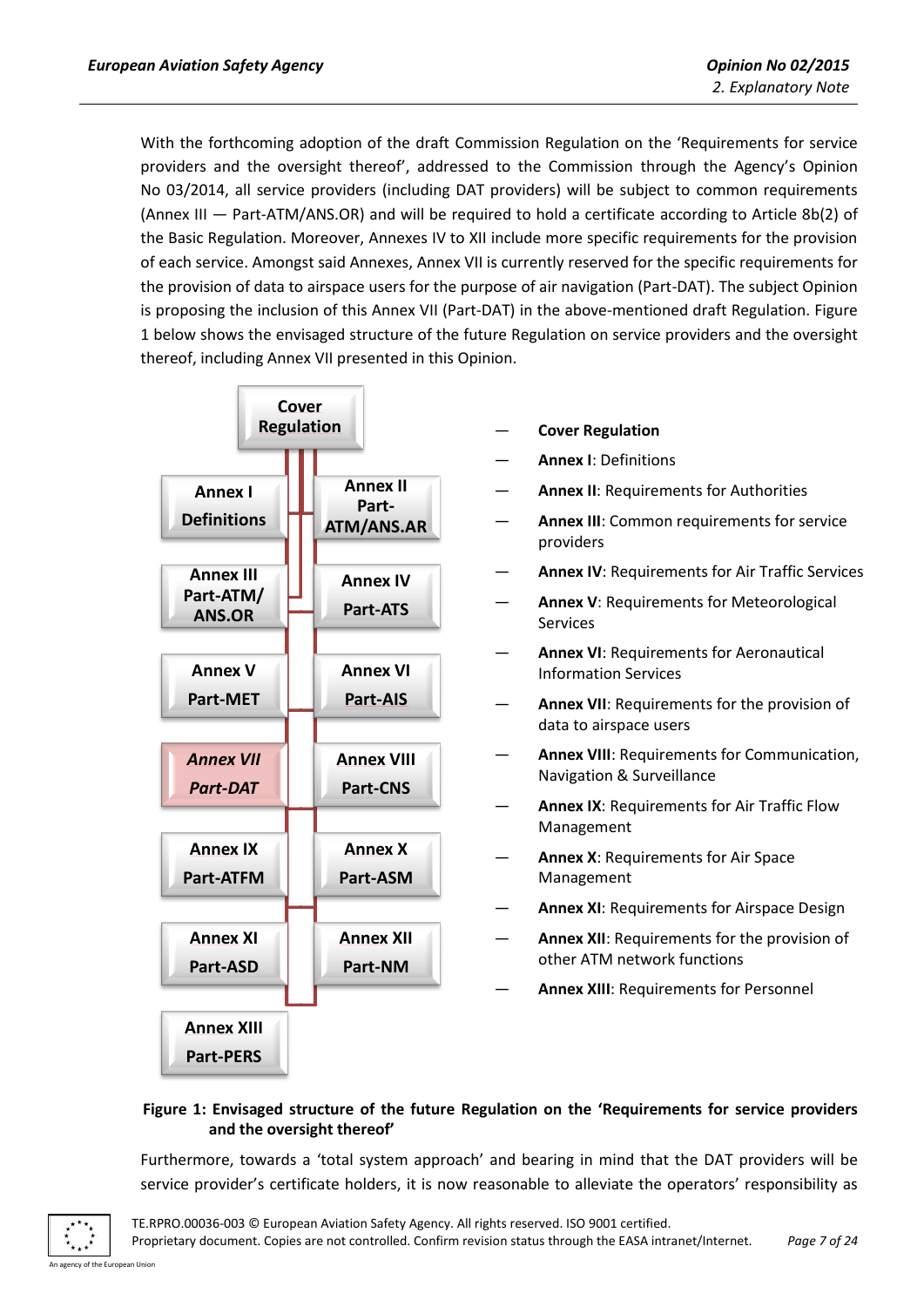With the forthcoming adoption of the draft Commission Regulation on the 'Requirements for service providers and the oversight thereof', addressed to the Commission through the Agency's Opinion No 03/2014, all service providers (including DAT providers) will be subject to common requirements (Annex III — Part-ATM/ANS.OR) and will be required to hold a certificate according to Article 8b(2) of the Basic Regulation. Moreover, Annexes IV to XII include more specific requirements for the provision of each service. Amongst said Annexes, Annex VII is currently reserved for the specific requirements for the provision of data to airspace users for the purpose of air navigation (Part-DAT). The subject Opinion is proposing the inclusion of this Annex VII (Part-DAT) in the above-mentioned draft Regulation. Figure 1 below shows the envisaged structure of the future Regulation on service providers and the oversight thereof, including Annex VII presented in this Opinion.

| | |
|---|---|
| Cover Regulation | |
| Annex I Definitions | Annex II Part-ATM/ANS.AR |
| Annex III Part-ATM/ ANS.OR | Annex IV Part-ATS |
| Annex V Part-MET | Annex VI Part-AIS |
| *Annex VII Part-DAT* | Annex VIII Part-CNS |
| Annex IX Part-ATFM | Annex X Part-ASM |
| Annex XI Part-ASD | Annex XII Part-NM |
| Annex XIII Part-PERS | |

- **Cover Regulation**
- **Annex I**: Definitions
- **Annex II**: Requirements for Authorities
- **Annex III**: Common requirements for service providers
- **Annex IV**: Requirements for Air Traffic Services
- **Annex V**: Requirements for Meteorological Services
- **Annex VI**: Requirements for Aeronautical Information Services
- **Annex VII**: Requirements for the provision of data to airspace users
- **Annex VIII**: Requirements for Communication, Navigation & Surveillance
- **Annex IX**: Requirements for Air Traffic Flow Management
- **Annex X**: Requirements for Air Space Management
- **Annex XI**: Requirements for Airspace Design
- **Annex XII**: Requirements for the provision of other ATM network functions
- **Annex XIII**: Requirements for Personnel

**Figure 1: Envisaged structure of the future Regulation on the 'Requirements for service providers and the oversight thereof'**

Furthermore, towards a 'total system approach' and bearing in mind that the DAT providers will be service provider's certificate holders, it is now reasonable to alleviate the operators' responsibility as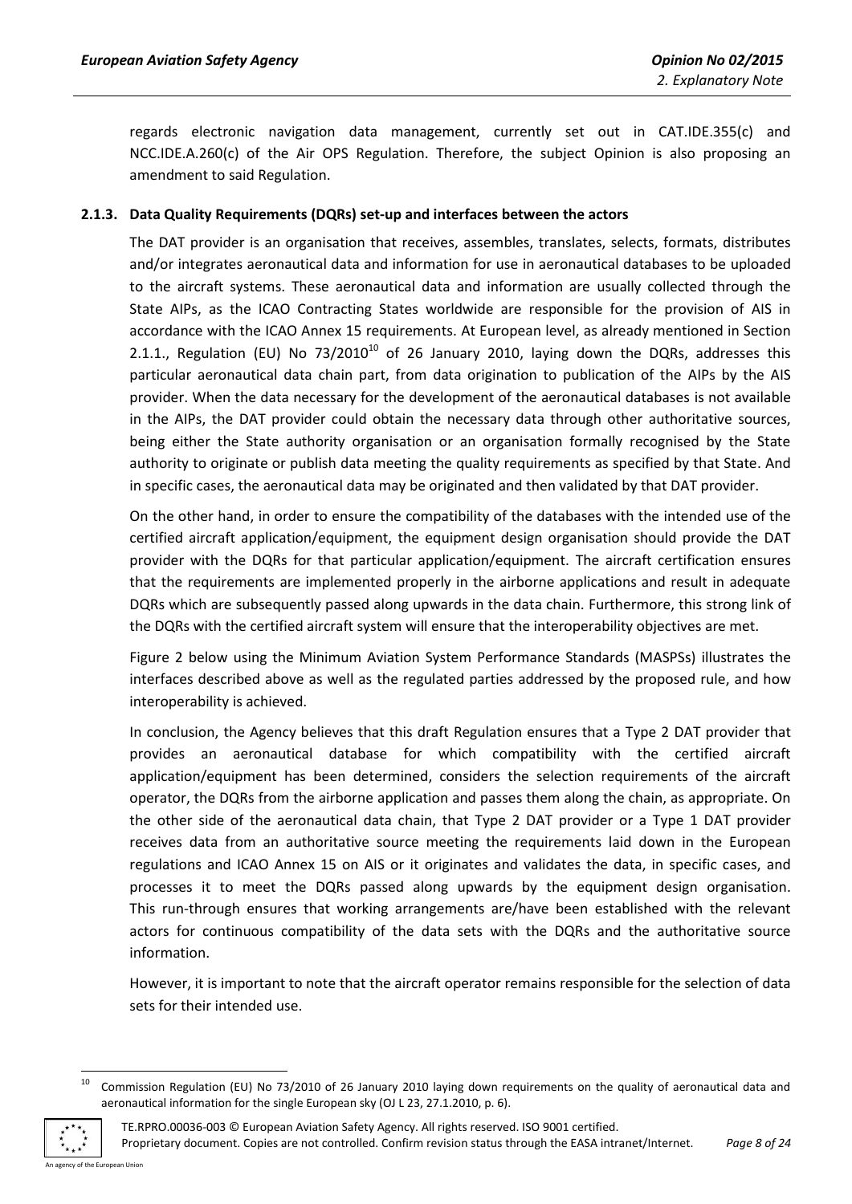regards electronic navigation data management, currently set out in CAT.IDE.355(c) and NCC.IDE.A.260(c) of the Air OPS Regulation. Therefore, the subject Opinion is also proposing an amendment to said Regulation.

### 2.1.3. Data Quality Requirements (DQRs) set-up and interfaces between the actors

The DAT provider is an organisation that receives, assembles, translates, selects, formats, distributes and/or integrates aeronautical data and information for use in aeronautical databases to be uploaded to the aircraft systems. These aeronautical data and information are usually collected through the State AIPs, as the ICAO Contracting States worldwide are responsible for the provision of AIS in accordance with the ICAO Annex 15 requirements. At European level, as already mentioned in Section 2.1.1., Regulation (EU) No 73/2010[10] of 26 January 2010, laying down the DQRs, addresses this particular aeronautical data chain part, from data origination to publication of the AIPs by the AIS provider. When the data necessary for the development of the aeronautical databases is not available in the AIPs, the DAT provider could obtain the necessary data through other authoritative sources, being either the State authority organisation or an organisation formally recognised by the State authority to originate or publish data meeting the quality requirements as specified by that State. And in specific cases, the aeronautical data may be originated and then validated by that DAT provider.

On the other hand, in order to ensure the compatibility of the databases with the intended use of the certified aircraft application/equipment, the equipment design organisation should provide the DAT provider with the DQRs for that particular application/equipment. The aircraft certification ensures that the requirements are implemented properly in the airborne applications and result in adequate DQRs which are subsequently passed along upwards in the data chain. Furthermore, this strong link of the DQRs with the certified aircraft system will ensure that the interoperability objectives are met.

Figure 2 below using the Minimum Aviation System Performance Standards (MASPSs) illustrates the interfaces described above as well as the regulated parties addressed by the proposed rule, and how interoperability is achieved.

In conclusion, the Agency believes that this draft Regulation ensures that a Type 2 DAT provider that provides an aeronautical database for which compatibility with the certified aircraft application/equipment has been determined, considers the selection requirements of the aircraft operator, the DQRs from the airborne application and passes them along the chain, as appropriate. On the other side of the aeronautical data chain, that Type 2 DAT provider or a Type 1 DAT provider receives data from an authoritative source meeting the requirements laid down in the European regulations and ICAO Annex 15 on AIS or it originates and validates the data, in specific cases, and processes it to meet the DQRs passed along upwards by the equipment design organisation. This run-through ensures that working arrangements are/have been established with the relevant actors for continuous compatibility of the data sets with the DQRs and the authoritative source information.

However, it is important to note that the aircraft operator remains responsible for the selection of data sets for their intended use.

[10] Commission Regulation (EU) No 73/2010 of 26 January 2010 laying down requirements on the quality of aeronautical data and aeronautical information for the single European sky (OJ L 23, 27.1.2010, p. 6).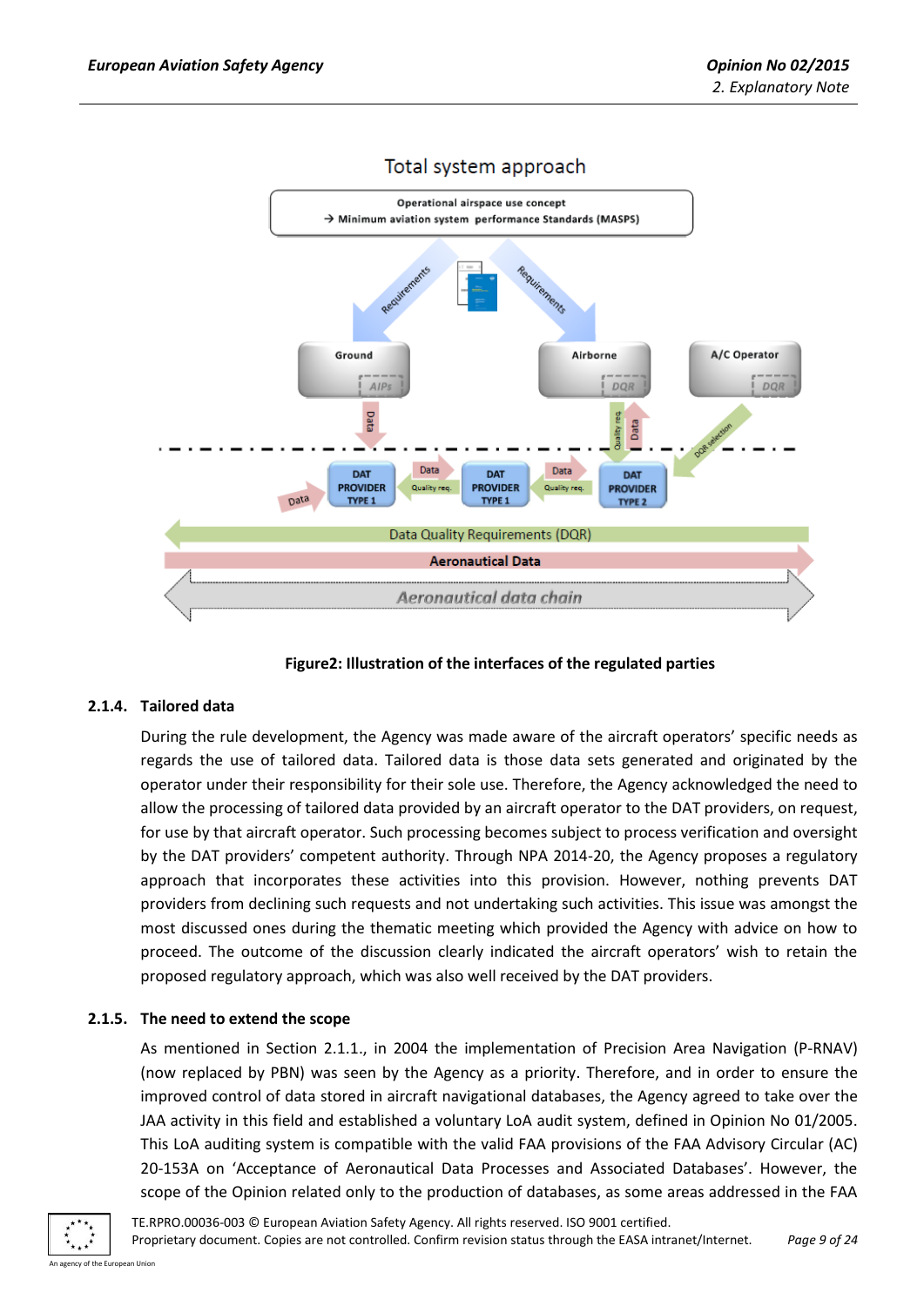Total system approach

Operational airspace use concept
→ Minimum aviation system performance Standards (MASPS)

Requirements | Requirements

Ground (AIPs) | Airborne (DQR) | A/C Operator (DQR)

Data | Quality req. | Data | DQR selection

Data | DAT PROVIDER TYPE 1 | Data / Quality req. | DAT PROVIDER TYPE 1 | Data / Quality req. | DAT PROVIDER TYPE 2

Data Quality Requirements (DQR)

Aeronautical Data

Aeronautical data chain

**Figure2: Illustration of the interfaces of the regulated parties**

### 2.1.4. Tailored data

During the rule development, the Agency was made aware of the aircraft operators' specific needs as regards the use of tailored data. Tailored data is those data sets generated and originated by the operator under their responsibility for their sole use. Therefore, the Agency acknowledged the need to allow the processing of tailored data provided by an aircraft operator to the DAT providers, on request, for use by that aircraft operator. Such processing becomes subject to process verification and oversight by the DAT providers' competent authority. Through NPA 2014-20, the Agency proposes a regulatory approach that incorporates these activities into this provision. However, nothing prevents DAT providers from declining such requests and not undertaking such activities. This issue was amongst the most discussed ones during the thematic meeting which provided the Agency with advice on how to proceed. The outcome of the discussion clearly indicated the aircraft operators' wish to retain the proposed regulatory approach, which was also well received by the DAT providers.

### 2.1.5. The need to extend the scope

As mentioned in Section 2.1.1., in 2004 the implementation of Precision Area Navigation (P-RNAV) (now replaced by PBN) was seen by the Agency as a priority. Therefore, and in order to ensure the improved control of data stored in aircraft navigational databases, the Agency agreed to take over the JAA activity in this field and established a voluntary LoA audit system, defined in Opinion No 01/2005. This LoA auditing system is compatible with the valid FAA provisions of the FAA Advisory Circular (AC) 20-153A on 'Acceptance of Aeronautical Data Processes and Associated Databases'. However, the scope of the Opinion related only to the production of databases, as some areas addressed in the FAA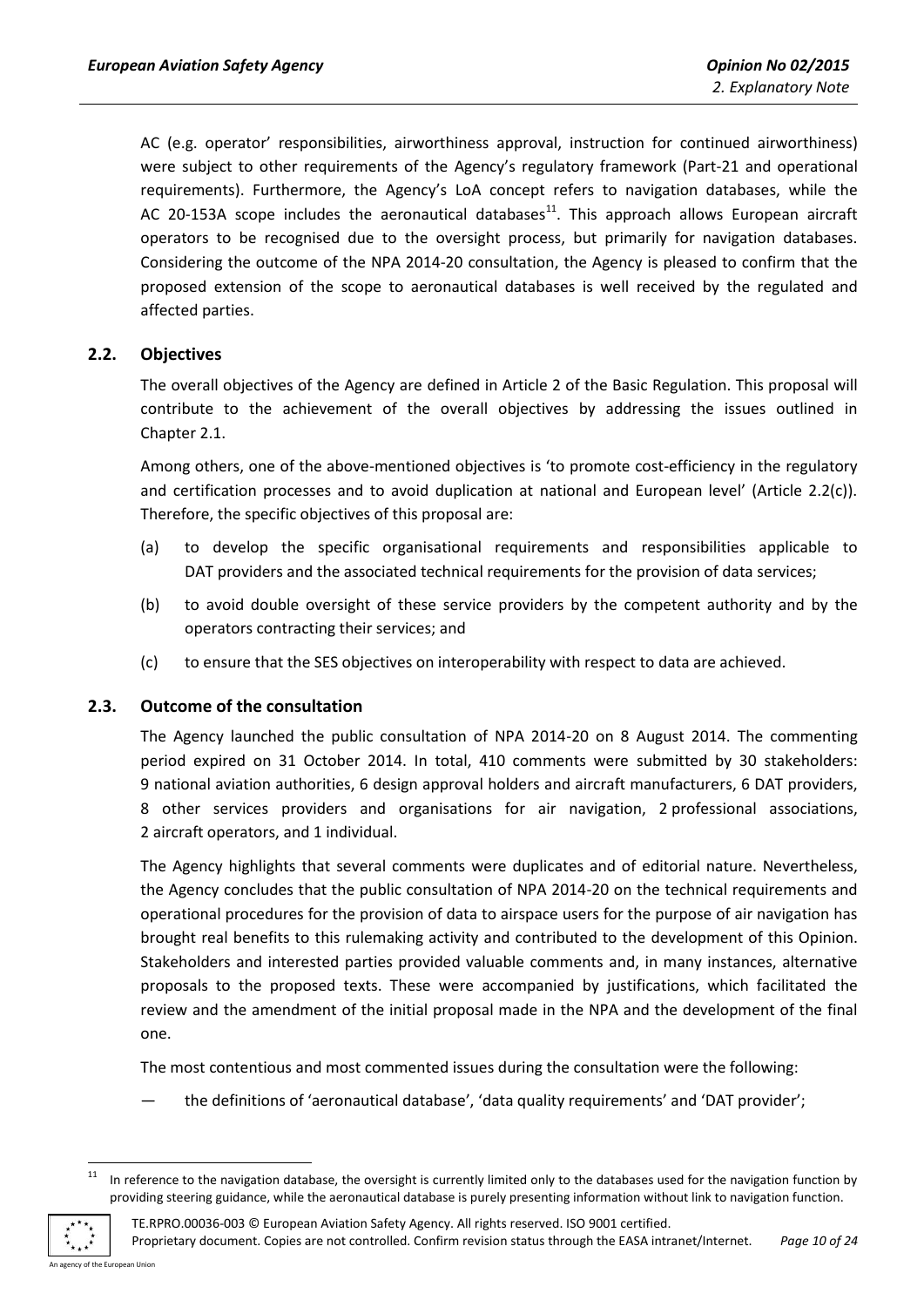AC (e.g. operator' responsibilities, airworthiness approval, instruction for continued airworthiness) were subject to other requirements of the Agency's regulatory framework (Part-21 and operational requirements). Furthermore, the Agency's LoA concept refers to navigation databases, while the AC 20-153A scope includes the aeronautical databases[11]. This approach allows European aircraft operators to be recognised due to the oversight process, but primarily for navigation databases. Considering the outcome of the NPA 2014-20 consultation, the Agency is pleased to confirm that the proposed extension of the scope to aeronautical databases is well received by the regulated and affected parties.

## 2.2. Objectives

The overall objectives of the Agency are defined in Article 2 of the Basic Regulation. This proposal will contribute to the achievement of the overall objectives by addressing the issues outlined in Chapter 2.1.

Among others, one of the above-mentioned objectives is 'to promote cost-efficiency in the regulatory and certification processes and to avoid duplication at national and European level' (Article 2.2(c)). Therefore, the specific objectives of this proposal are:

(a) to develop the specific organisational requirements and responsibilities applicable to DAT providers and the associated technical requirements for the provision of data services;

(b) to avoid double oversight of these service providers by the competent authority and by the operators contracting their services; and

(c) to ensure that the SES objectives on interoperability with respect to data are achieved.

## 2.3. Outcome of the consultation

The Agency launched the public consultation of NPA 2014-20 on 8 August 2014. The commenting period expired on 31 October 2014. In total, 410 comments were submitted by 30 stakeholders: 9 national aviation authorities, 6 design approval holders and aircraft manufacturers, 6 DAT providers, 8 other services providers and organisations for air navigation, 2 professional associations, 2 aircraft operators, and 1 individual.

The Agency highlights that several comments were duplicates and of editorial nature. Nevertheless, the Agency concludes that the public consultation of NPA 2014-20 on the technical requirements and operational procedures for the provision of data to airspace users for the purpose of air navigation has brought real benefits to this rulemaking activity and contributed to the development of this Opinion. Stakeholders and interested parties provided valuable comments and, in many instances, alternative proposals to the proposed texts. These were accompanied by justifications, which facilitated the review and the amendment of the initial proposal made in the NPA and the development of the final one.

The most contentious and most commented issues during the consultation were the following:

— the definitions of 'aeronautical database', 'data quality requirements' and 'DAT provider';

[11] In reference to the navigation database, the oversight is currently limited only to the databases used for the navigation function by providing steering guidance, while the aeronautical database is purely presenting information without link to navigation function.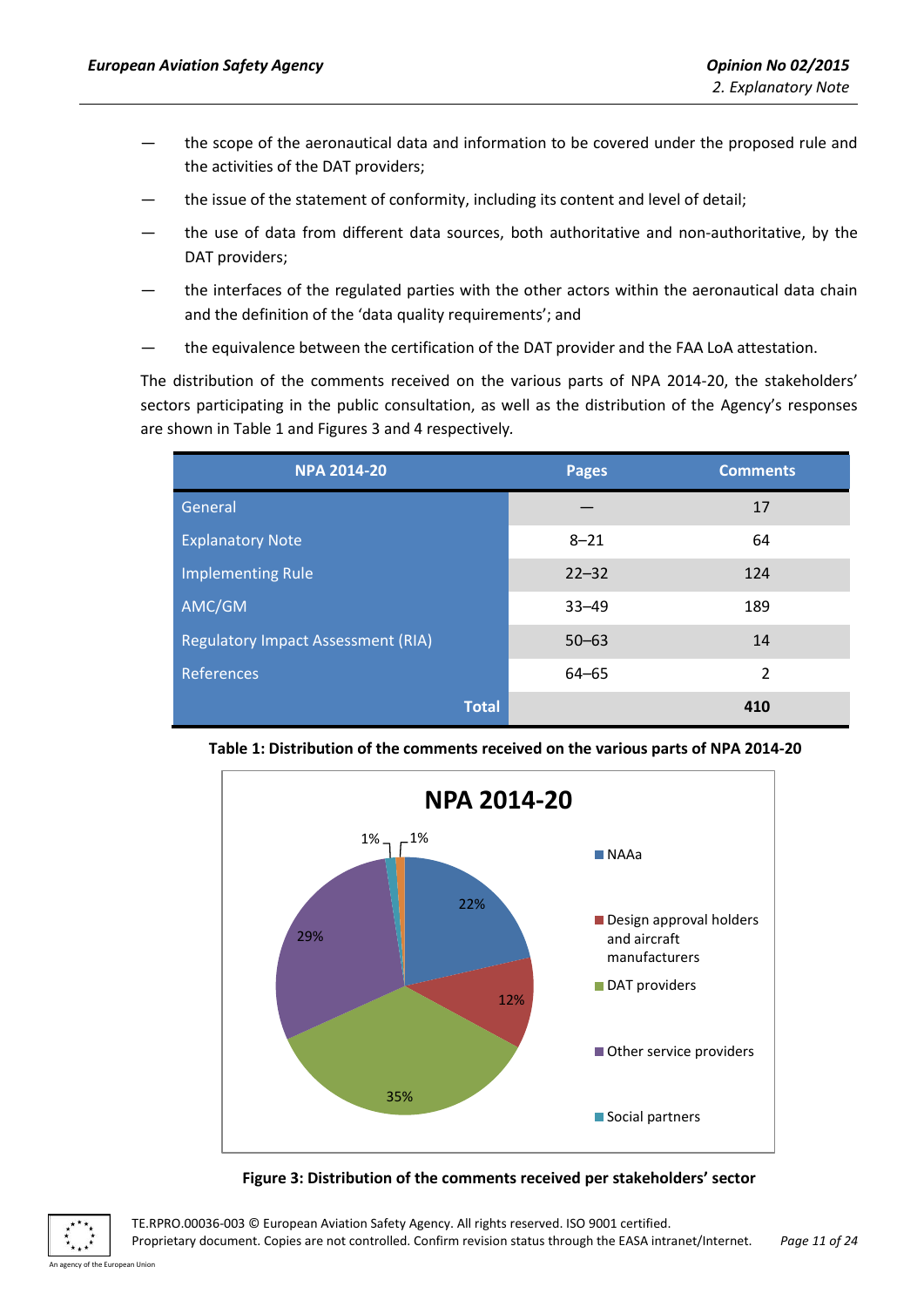— the scope of the aeronautical data and information to be covered under the proposed rule and the activities of the DAT providers;

— the issue of the statement of conformity, including its content and level of detail;

— the use of data from different data sources, both authoritative and non-authoritative, by the DAT providers;

— the interfaces of the regulated parties with the other actors within the aeronautical data chain and the definition of the 'data quality requirements'; and

— the equivalence between the certification of the DAT provider and the FAA LoA attestation.

The distribution of the comments received on the various parts of NPA 2014-20, the stakeholders' sectors participating in the public consultation, as well as the distribution of the Agency's responses are shown in Table 1 and Figures 3 and 4 respectively.

| NPA 2014-20 | Pages | Comments |
|---|---|---|
| General | — | 17 |
| Explanatory Note | 8–21 | 64 |
| Implementing Rule | 22–32 | 124 |
| AMC/GM | 33–49 | 189 |
| Regulatory Impact Assessment (RIA) | 50–63 | 14 |
| References | 64–65 | 2 |
| **Total** | | **410** |

**Table 1: Distribution of the comments received on the various parts of NPA 2014-20**

NPA 2014-20

| Stakeholders' sector | Share |
|---|---|
| NAAa | 22% |
| Design approval holders and aircraft manufacturers | 12% |
| DAT providers | 35% |
| Other service providers | 29% |
| Social partners | 1% |
| (unlabelled) | 1% |

**Figure 3: Distribution of the comments received per stakeholders' sector**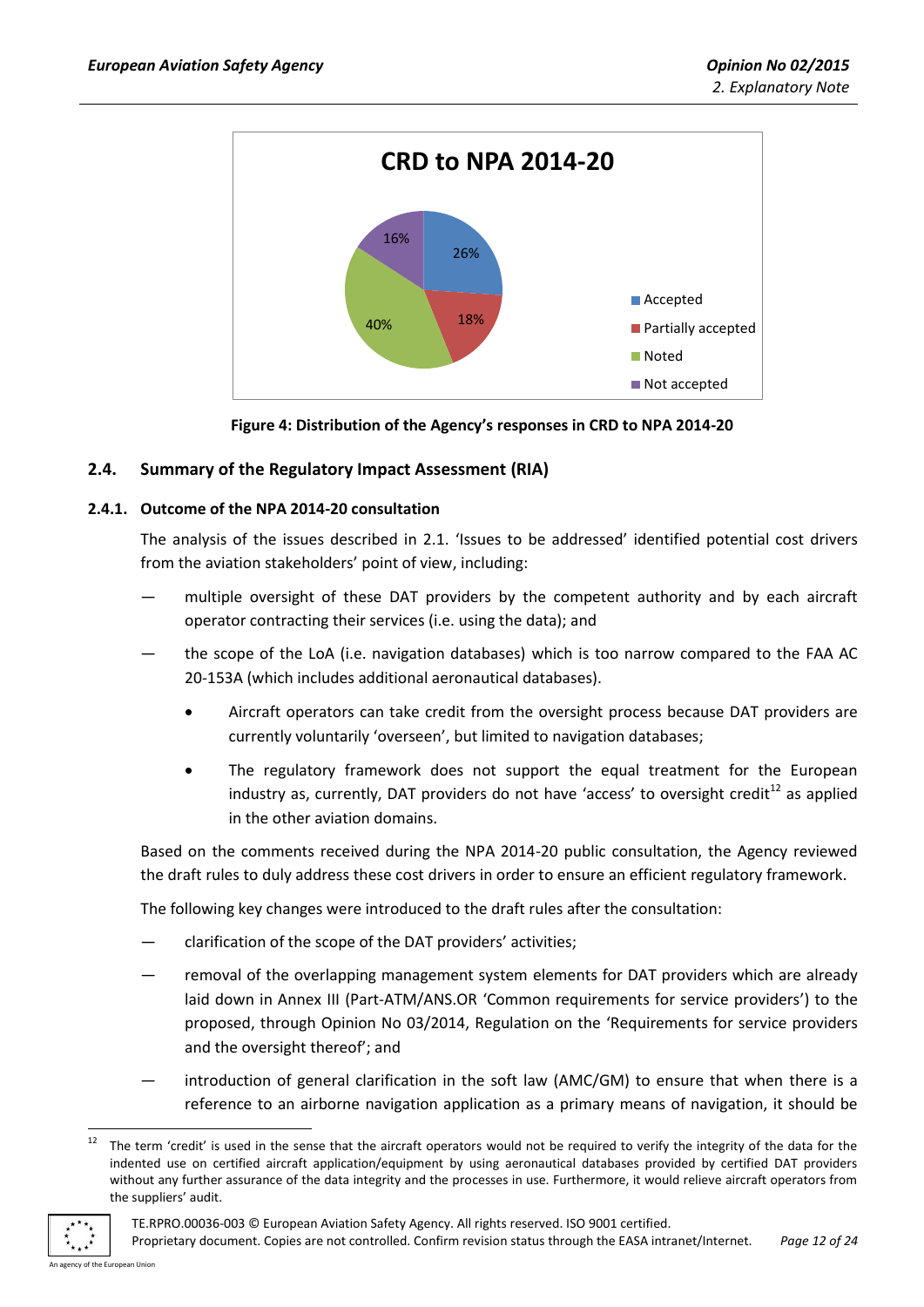CRD to NPA 2014-20

| Category | Share |
| --- | --- |
| Accepted | 26% |
| Partially accepted | 18% |
| Noted | 40% |
| Not accepted | 16% |

**Figure 4: Distribution of the Agency's responses in CRD to NPA 2014-20**

## 2.4. Summary of the Regulatory Impact Assessment (RIA)

### 2.4.1. Outcome of the NPA 2014-20 consultation

The analysis of the issues described in 2.1. 'Issues to be addressed' identified potential cost drivers from the aviation stakeholders' point of view, including:

— multiple oversight of these DAT providers by the competent authority and by each aircraft operator contracting their services (i.e. using the data); and

— the scope of the LoA (i.e. navigation databases) which is too narrow compared to the FAA AC 20-153A (which includes additional aeronautical databases).

- Aircraft operators can take credit from the oversight process because DAT providers are currently voluntarily 'overseen', but limited to navigation databases;
- The regulatory framework does not support the equal treatment for the European industry as, currently, DAT providers do not have 'access' to oversight credit[12] as applied in the other aviation domains.

Based on the comments received during the NPA 2014-20 public consultation, the Agency reviewed the draft rules to duly address these cost drivers in order to ensure an efficient regulatory framework.

The following key changes were introduced to the draft rules after the consultation:

— clarification of the scope of the DAT providers' activities;

— removal of the overlapping management system elements for DAT providers which are already laid down in Annex III (Part-ATM/ANS.OR 'Common requirements for service providers') to the proposed, through Opinion No 03/2014, Regulation on the 'Requirements for service providers and the oversight thereof'; and

— introduction of general clarification in the soft law (AMC/GM) to ensure that when there is a reference to an airborne navigation application as a primary means of navigation, it should be

[12] The term 'credit' is used in the sense that the aircraft operators would not be required to verify the integrity of the data for the indented use on certified aircraft application/equipment by using aeronautical databases provided by certified DAT providers without any further assurance of the data integrity and the processes in use. Furthermore, it would relieve aircraft operators from the suppliers' audit.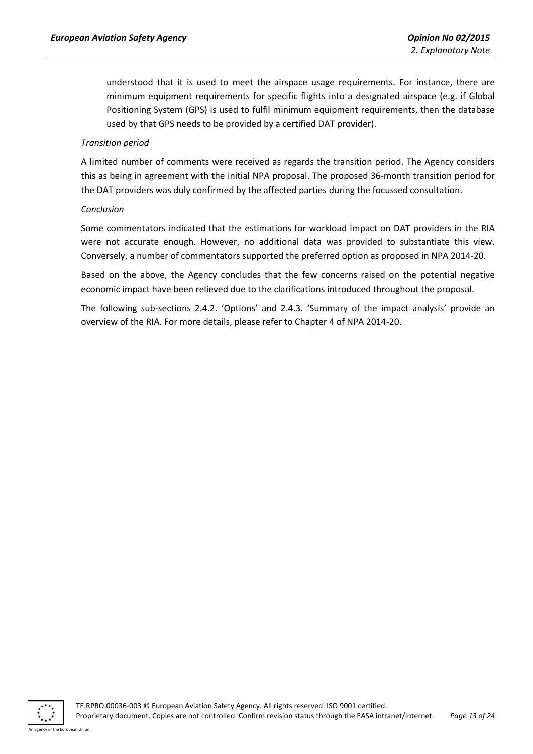understood that it is used to meet the airspace usage requirements. For instance, there are minimum equipment requirements for specific flights into a designated airspace (e.g. if Global Positioning System (GPS) is used to fulfil minimum equipment requirements, then the database used by that GPS needs to be provided by a certified DAT provider).

*Transition period*

A limited number of comments were received as regards the transition period. The Agency considers this as being in agreement with the initial NPA proposal. The proposed 36-month transition period for the DAT providers was duly confirmed by the affected parties during the focussed consultation.

*Conclusion*

Some commentators indicated that the estimations for workload impact on DAT providers in the RIA were not accurate enough. However, no additional data was provided to substantiate this view. Conversely, a number of commentators supported the preferred option as proposed in NPA 2014-20.

Based on the above, the Agency concludes that the few concerns raised on the potential negative economic impact have been relieved due to the clarifications introduced throughout the proposal.

The following sub-sections 2.4.2. 'Options' and 2.4.3. 'Summary of the impact analysis' provide an overview of the RIA. For more details, please refer to Chapter 4 of NPA 2014-20.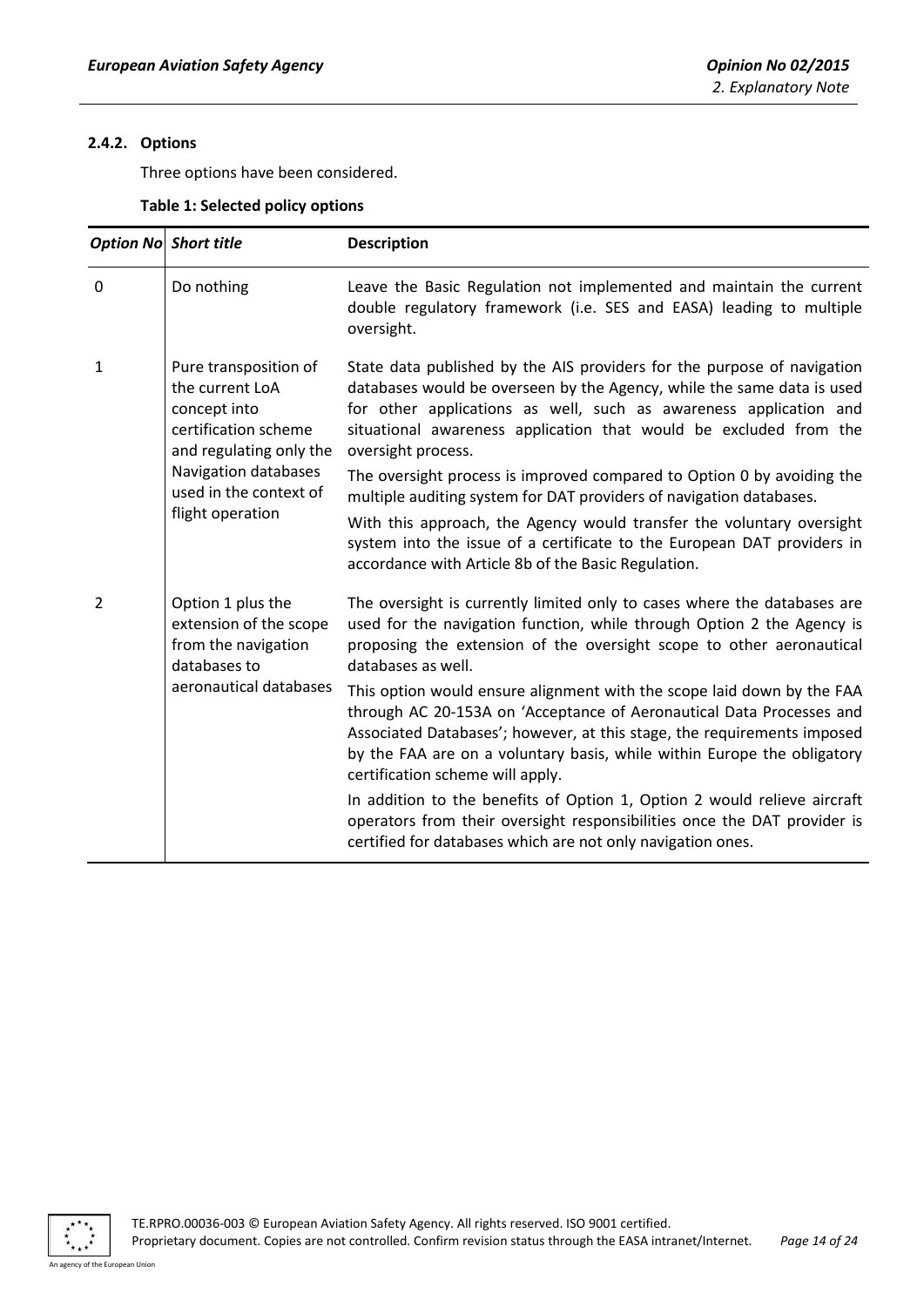### 2.4.2. Options

Three options have been considered.

**Table 1: Selected policy options**

| *Option No* | *Short title* | **Description** |
|---|---|---|
| 0 | Do nothing | Leave the Basic Regulation not implemented and maintain the current double regulatory framework (i.e. SES and EASA) leading to multiple oversight. |
| 1 | Pure transposition of the current LoA concept into certification scheme and regulating only the Navigation databases used in the context of flight operation | State data published by the AIS providers for the purpose of navigation databases would be overseen by the Agency, while the same data is used for other applications as well, such as awareness application and situational awareness application that would be excluded from the oversight process. The oversight process is improved compared to Option 0 by avoiding the multiple auditing system for DAT providers of navigation databases. With this approach, the Agency would transfer the voluntary oversight system into the issue of a certificate to the European DAT providers in accordance with Article 8b of the Basic Regulation. |
| 2 | Option 1 plus the extension of the scope from the navigation databases to aeronautical databases | The oversight is currently limited only to cases where the databases are used for the navigation function, while through Option 2 the Agency is proposing the extension of the oversight scope to other aeronautical databases as well. This option would ensure alignment with the scope laid down by the FAA through AC 20-153A on 'Acceptance of Aeronautical Data Processes and Associated Databases'; however, at this stage, the requirements imposed by the FAA are on a voluntary basis, while within Europe the obligatory certification scheme will apply. In addition to the benefits of Option 1, Option 2 would relieve aircraft operators from their oversight responsibilities once the DAT provider is certified for databases which are not only navigation ones. |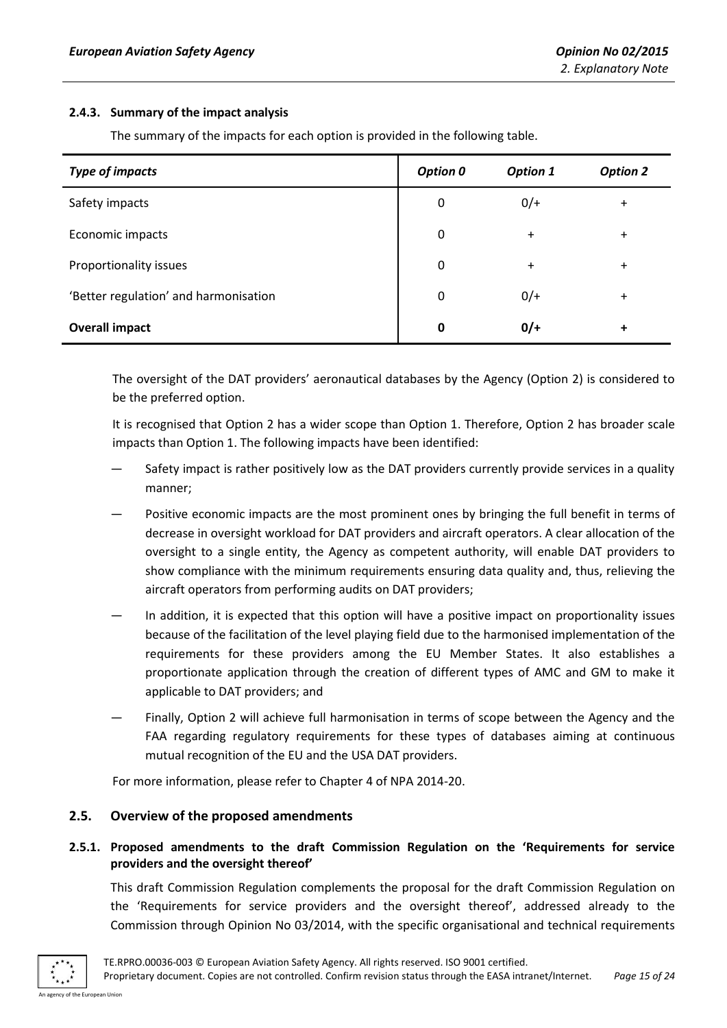#### 2.4.3. Summary of the impact analysis

The summary of the impacts for each option is provided in the following table.

| *Type of impacts* | *Option 0* | *Option 1* | *Option 2* |
|---|---|---|---|
| Safety impacts | 0 | 0/+ | + |
| Economic impacts | 0 | + | + |
| Proportionality issues | 0 | + | + |
| 'Better regulation' and harmonisation | 0 | 0/+ | + |
| **Overall impact** | **0** | **0/+** | **+** |

The oversight of the DAT providers' aeronautical databases by the Agency (Option 2) is considered to be the preferred option.

It is recognised that Option 2 has a wider scope than Option 1. Therefore, Option 2 has broader scale impacts than Option 1. The following impacts have been identified:

- Safety impact is rather positively low as the DAT providers currently provide services in a quality manner;
- Positive economic impacts are the most prominent ones by bringing the full benefit in terms of decrease in oversight workload for DAT providers and aircraft operators. A clear allocation of the oversight to a single entity, the Agency as competent authority, will enable DAT providers to show compliance with the minimum requirements ensuring data quality and, thus, relieving the aircraft operators from performing audits on DAT providers;
- In addition, it is expected that this option will have a positive impact on proportionality issues because of the facilitation of the level playing field due to the harmonised implementation of the requirements for these providers among the EU Member States. It also establishes a proportionate application through the creation of different types of AMC and GM to make it applicable to DAT providers; and
- Finally, Option 2 will achieve full harmonisation in terms of scope between the Agency and the FAA regarding regulatory requirements for these types of databases aiming at continuous mutual recognition of the EU and the USA DAT providers.

For more information, please refer to Chapter 4 of NPA 2014-20.

### 2.5. Overview of the proposed amendments

#### 2.5.1. Proposed amendments to the draft Commission Regulation on the 'Requirements for service providers and the oversight thereof'

This draft Commission Regulation complements the proposal for the draft Commission Regulation on the 'Requirements for service providers and the oversight thereof', addressed already to the Commission through Opinion No 03/2014, with the specific organisational and technical requirements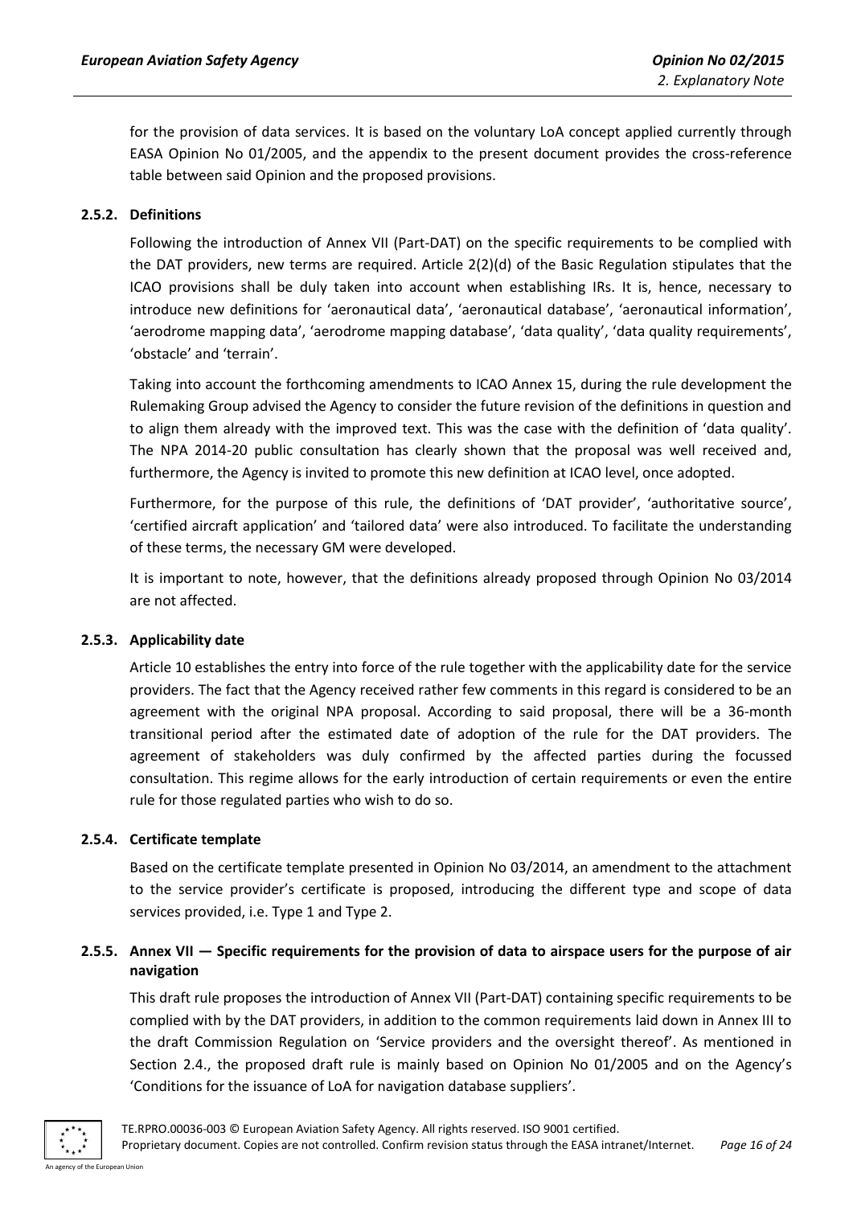for the provision of data services. It is based on the voluntary LoA concept applied currently through EASA Opinion No 01/2005, and the appendix to the present document provides the cross-reference table between said Opinion and the proposed provisions.

### 2.5.2. Definitions

Following the introduction of Annex VII (Part-DAT) on the specific requirements to be complied with the DAT providers, new terms are required. Article 2(2)(d) of the Basic Regulation stipulates that the ICAO provisions shall be duly taken into account when establishing IRs. It is, hence, necessary to introduce new definitions for 'aeronautical data', 'aeronautical database', 'aeronautical information', 'aerodrome mapping data', 'aerodrome mapping database', 'data quality', 'data quality requirements', 'obstacle' and 'terrain'.

Taking into account the forthcoming amendments to ICAO Annex 15, during the rule development the Rulemaking Group advised the Agency to consider the future revision of the definitions in question and to align them already with the improved text. This was the case with the definition of 'data quality'. The NPA 2014-20 public consultation has clearly shown that the proposal was well received and, furthermore, the Agency is invited to promote this new definition at ICAO level, once adopted.

Furthermore, for the purpose of this rule, the definitions of 'DAT provider', 'authoritative source', 'certified aircraft application' and 'tailored data' were also introduced. To facilitate the understanding of these terms, the necessary GM were developed.

It is important to note, however, that the definitions already proposed through Opinion No 03/2014 are not affected.

### 2.5.3. Applicability date

Article 10 establishes the entry into force of the rule together with the applicability date for the service providers. The fact that the Agency received rather few comments in this regard is considered to be an agreement with the original NPA proposal. According to said proposal, there will be a 36-month transitional period after the estimated date of adoption of the rule for the DAT providers. The agreement of stakeholders was duly confirmed by the affected parties during the focussed consultation. This regime allows for the early introduction of certain requirements or even the entire rule for those regulated parties who wish to do so.

### 2.5.4. Certificate template

Based on the certificate template presented in Opinion No 03/2014, an amendment to the attachment to the service provider's certificate is proposed, introducing the different type and scope of data services provided, i.e. Type 1 and Type 2.

### 2.5.5. Annex VII — Specific requirements for the provision of data to airspace users for the purpose of air navigation

This draft rule proposes the introduction of Annex VII (Part-DAT) containing specific requirements to be complied with by the DAT providers, in addition to the common requirements laid down in Annex III to the draft Commission Regulation on 'Service providers and the oversight thereof'. As mentioned in Section 2.4., the proposed draft rule is mainly based on Opinion No 01/2005 and on the Agency's 'Conditions for the issuance of LoA for navigation database suppliers'.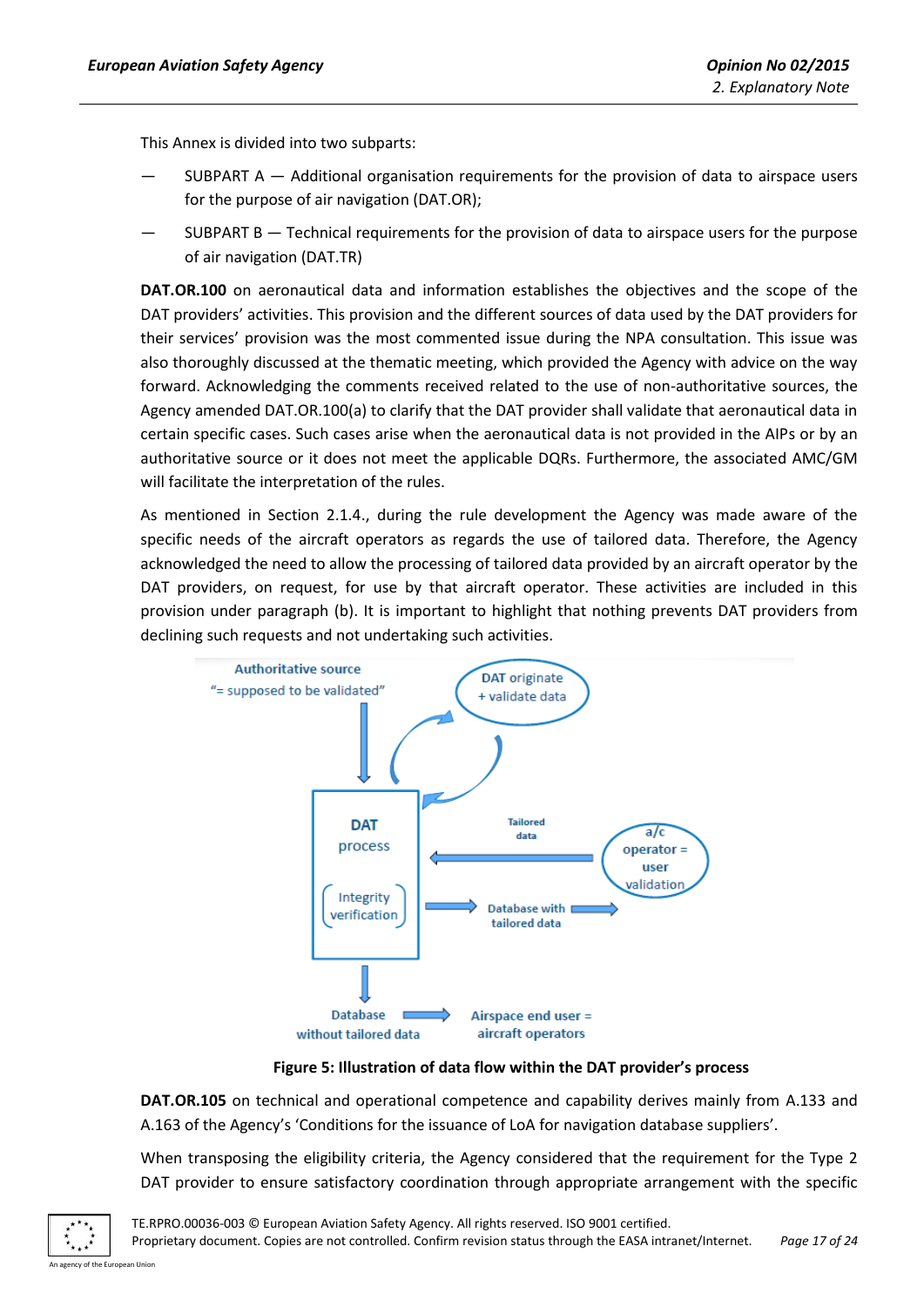This Annex is divided into two subparts:

- SUBPART A — Additional organisation requirements for the provision of data to airspace users for the purpose of air navigation (DAT.OR);
- SUBPART B — Technical requirements for the provision of data to airspace users for the purpose of air navigation (DAT.TR)

**DAT.OR.100** on aeronautical data and information establishes the objectives and the scope of the DAT providers' activities. This provision and the different sources of data used by the DAT providers for their services' provision was the most commented issue during the NPA consultation. This issue was also thoroughly discussed at the thematic meeting, which provided the Agency with advice on the way forward. Acknowledging the comments received related to the use of non-authoritative sources, the Agency amended DAT.OR.100(a) to clarify that the DAT provider shall validate that aeronautical data in certain specific cases. Such cases arise when the aeronautical data is not provided in the AIPs or by an authoritative source or it does not meet the applicable DQRs. Furthermore, the associated AMC/GM will facilitate the interpretation of the rules.

As mentioned in Section 2.1.4., during the rule development the Agency was made aware of the specific needs of the aircraft operators as regards the use of tailored data. Therefore, the Agency acknowledged the need to allow the processing of tailored data provided by an aircraft operator by the DAT providers, on request, for use by that aircraft operator. These activities are included in this provision under paragraph (b). It is important to highlight that nothing prevents DAT providers from declining such requests and not undertaking such activities.

**Figure 5: Illustration of data flow within the DAT provider's process**

**DAT.OR.105** on technical and operational competence and capability derives mainly from A.133 and A.163 of the Agency's 'Conditions for the issuance of LoA for navigation database suppliers'.

When transposing the eligibility criteria, the Agency considered that the requirement for the Type 2 DAT provider to ensure satisfactory coordination through appropriate arrangement with the specific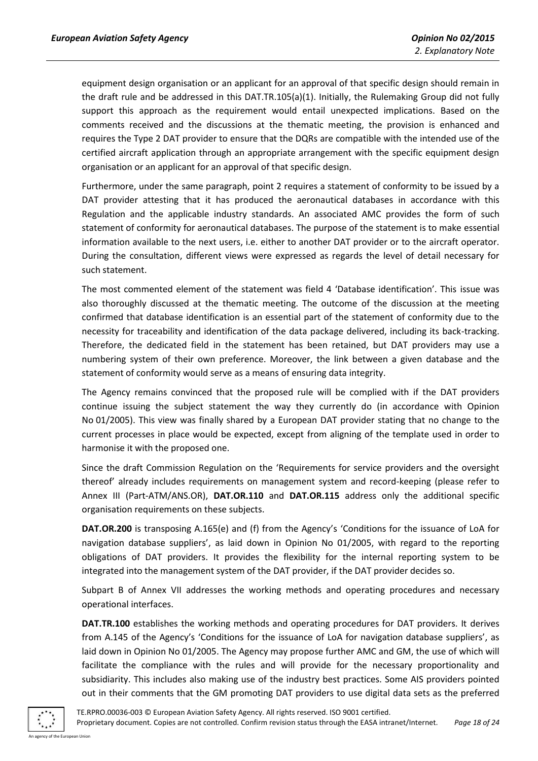equipment design organisation or an applicant for an approval of that specific design should remain in the draft rule and be addressed in this DAT.TR.105(a)(1). Initially, the Rulemaking Group did not fully support this approach as the requirement would entail unexpected implications. Based on the comments received and the discussions at the thematic meeting, the provision is enhanced and requires the Type 2 DAT provider to ensure that the DQRs are compatible with the intended use of the certified aircraft application through an appropriate arrangement with the specific equipment design organisation or an applicant for an approval of that specific design.

Furthermore, under the same paragraph, point 2 requires a statement of conformity to be issued by a DAT provider attesting that it has produced the aeronautical databases in accordance with this Regulation and the applicable industry standards. An associated AMC provides the form of such statement of conformity for aeronautical databases. The purpose of the statement is to make essential information available to the next users, i.e. either to another DAT provider or to the aircraft operator. During the consultation, different views were expressed as regards the level of detail necessary for such statement.

The most commented element of the statement was field 4 'Database identification'. This issue was also thoroughly discussed at the thematic meeting. The outcome of the discussion at the meeting confirmed that database identification is an essential part of the statement of conformity due to the necessity for traceability and identification of the data package delivered, including its back-tracking. Therefore, the dedicated field in the statement has been retained, but DAT providers may use a numbering system of their own preference. Moreover, the link between a given database and the statement of conformity would serve as a means of ensuring data integrity.

The Agency remains convinced that the proposed rule will be complied with if the DAT providers continue issuing the subject statement the way they currently do (in accordance with Opinion No 01/2005). This view was finally shared by a European DAT provider stating that no change to the current processes in place would be expected, except from aligning of the template used in order to harmonise it with the proposed one.

Since the draft Commission Regulation on the 'Requirements for service providers and the oversight thereof' already includes requirements on management system and record-keeping (please refer to Annex III (Part-ATM/ANS.OR), **DAT.OR.110** and **DAT.OR.115** address only the additional specific organisation requirements on these subjects.

**DAT.OR.200** is transposing A.165(e) and (f) from the Agency's 'Conditions for the issuance of LoA for navigation database suppliers', as laid down in Opinion No 01/2005, with regard to the reporting obligations of DAT providers. It provides the flexibility for the internal reporting system to be integrated into the management system of the DAT provider, if the DAT provider decides so.

Subpart B of Annex VII addresses the working methods and operating procedures and necessary operational interfaces.

**DAT.TR.100** establishes the working methods and operating procedures for DAT providers. It derives from A.145 of the Agency's 'Conditions for the issuance of LoA for navigation database suppliers', as laid down in Opinion No 01/2005. The Agency may propose further AMC and GM, the use of which will facilitate the compliance with the rules and will provide for the necessary proportionality and subsidiarity. This includes also making use of the industry best practices. Some AIS providers pointed out in their comments that the GM promoting DAT providers to use digital data sets as the preferred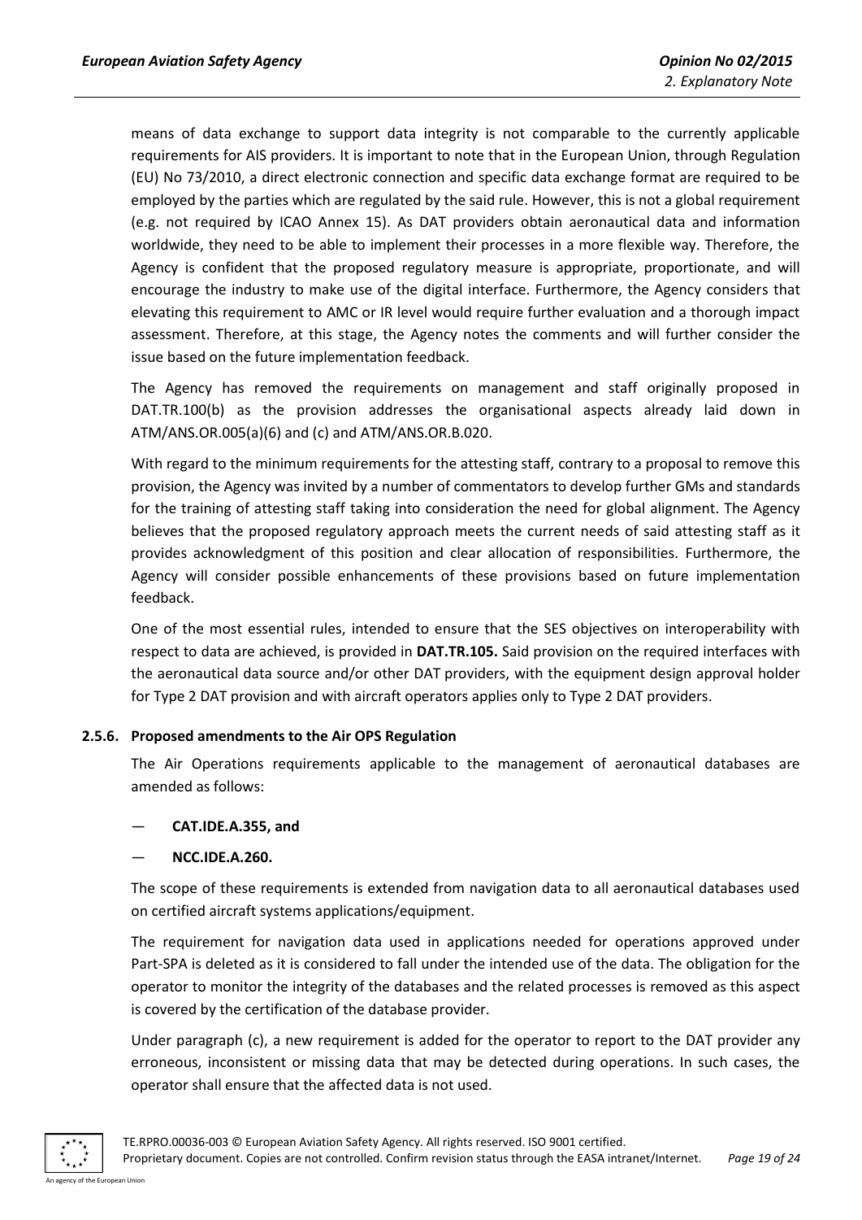means of data exchange to support data integrity is not comparable to the currently applicable requirements for AIS providers. It is important to note that in the European Union, through Regulation (EU) No 73/2010, a direct electronic connection and specific data exchange format are required to be employed by the parties which are regulated by the said rule. However, this is not a global requirement (e.g. not required by ICAO Annex 15). As DAT providers obtain aeronautical data and information worldwide, they need to be able to implement their processes in a more flexible way. Therefore, the Agency is confident that the proposed regulatory measure is appropriate, proportionate, and will encourage the industry to make use of the digital interface. Furthermore, the Agency considers that elevating this requirement to AMC or IR level would require further evaluation and a thorough impact assessment. Therefore, at this stage, the Agency notes the comments and will further consider the issue based on the future implementation feedback.

The Agency has removed the requirements on management and staff originally proposed in DAT.TR.100(b) as the provision addresses the organisational aspects already laid down in ATM/ANS.OR.005(a)(6) and (c) and ATM/ANS.OR.B.020.

With regard to the minimum requirements for the attesting staff, contrary to a proposal to remove this provision, the Agency was invited by a number of commentators to develop further GMs and standards for the training of attesting staff taking into consideration the need for global alignment. The Agency believes that the proposed regulatory approach meets the current needs of said attesting staff as it provides acknowledgment of this position and clear allocation of responsibilities. Furthermore, the Agency will consider possible enhancements of these provisions based on future implementation feedback.

One of the most essential rules, intended to ensure that the SES objectives on interoperability with respect to data are achieved, is provided in **DAT.TR.105.** Said provision on the required interfaces with the aeronautical data source and/or other DAT providers, with the equipment design approval holder for Type 2 DAT provision and with aircraft operators applies only to Type 2 DAT providers.

### 2.5.6. Proposed amendments to the Air OPS Regulation

The Air Operations requirements applicable to the management of aeronautical databases are amended as follows:

- **CAT.IDE.A.355, and**
- **NCC.IDE.A.260.**

The scope of these requirements is extended from navigation data to all aeronautical databases used on certified aircraft systems applications/equipment.

The requirement for navigation data used in applications needed for operations approved under Part-SPA is deleted as it is considered to fall under the intended use of the data. The obligation for the operator to monitor the integrity of the databases and the related processes is removed as this aspect is covered by the certification of the database provider.

Under paragraph (c), a new requirement is added for the operator to report to the DAT provider any erroneous, inconsistent or missing data that may be detected during operations. In such cases, the operator shall ensure that the affected data is not used.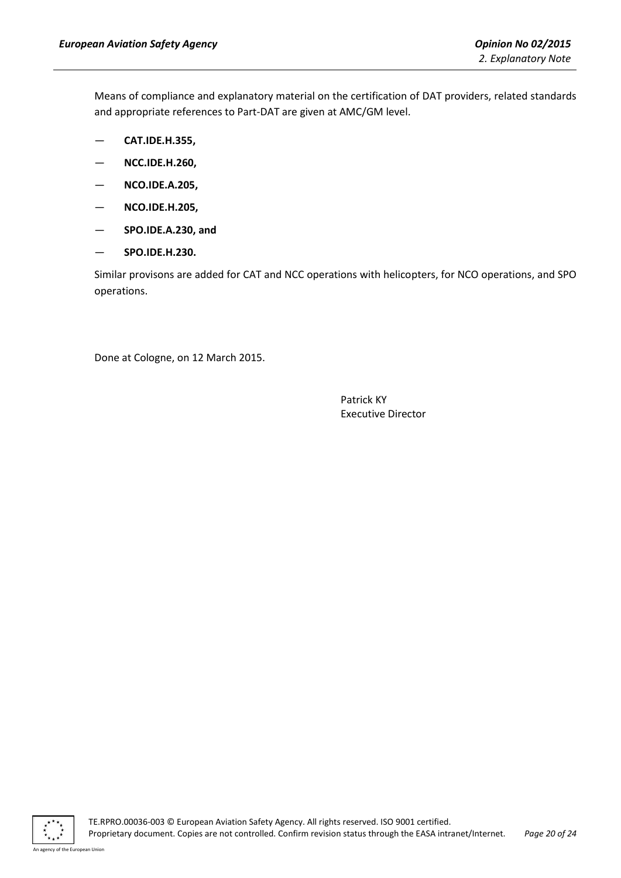Means of compliance and explanatory material on the certification of DAT providers, related standards and appropriate references to Part-DAT are given at AMC/GM level.

— **CAT.IDE.H.355,**

— **NCC.IDE.H.260,**

— **NCO.IDE.A.205,**

— **NCO.IDE.H.205,**

— **SPO.IDE.A.230, and**

— **SPO.IDE.H.230.**

Similar provisons are added for CAT and NCC operations with helicopters, for NCO operations, and SPO operations.

Done at Cologne, on 12 March 2015.

Patrick KY
Executive Director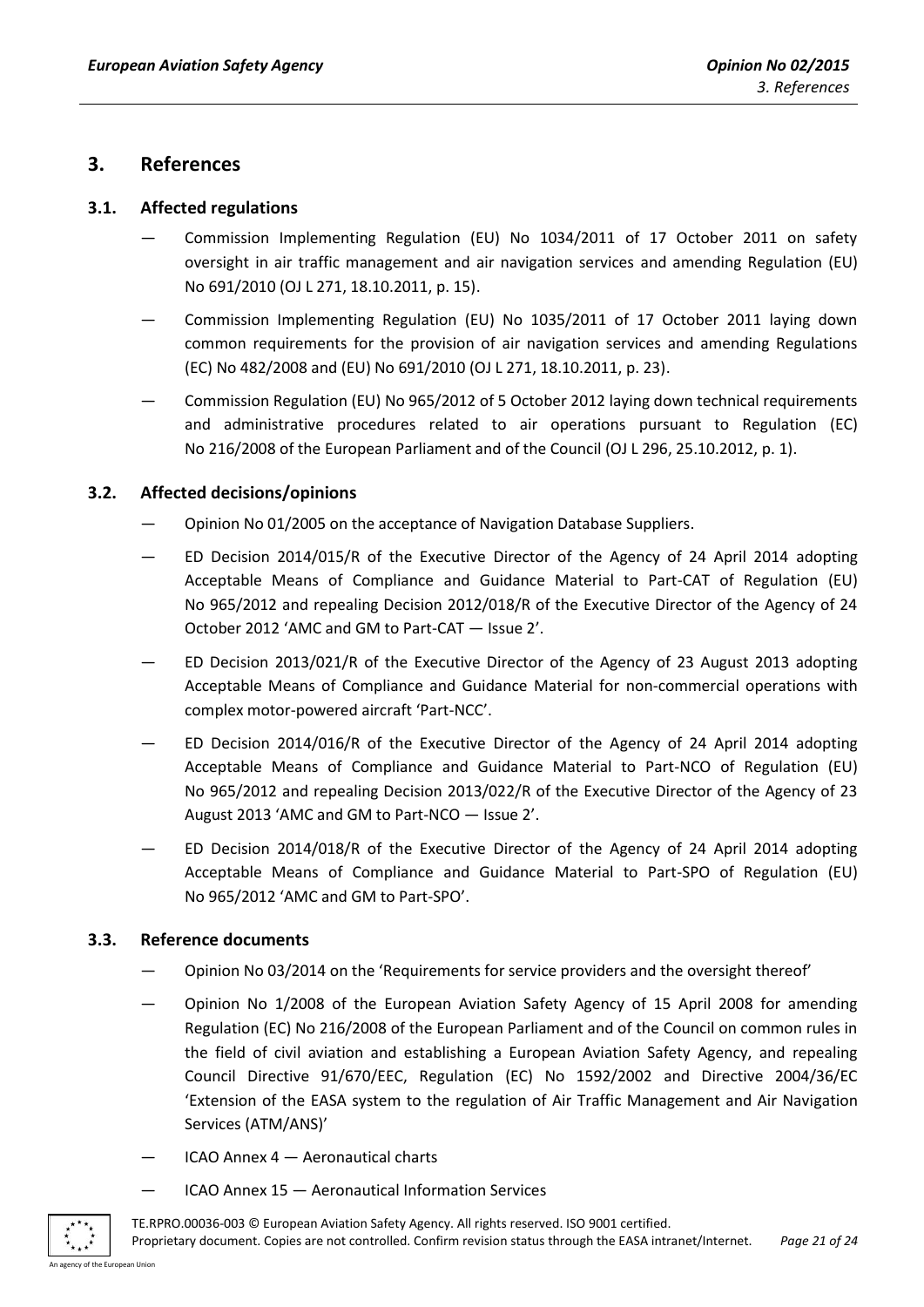## 3. References

### 3.1. Affected regulations

- Commission Implementing Regulation (EU) No 1034/2011 of 17 October 2011 on safety oversight in air traffic management and air navigation services and amending Regulation (EU) No 691/2010 (OJ L 271, 18.10.2011, p. 15).
- Commission Implementing Regulation (EU) No 1035/2011 of 17 October 2011 laying down common requirements for the provision of air navigation services and amending Regulations (EC) No 482/2008 and (EU) No 691/2010 (OJ L 271, 18.10.2011, p. 23).
- Commission Regulation (EU) No 965/2012 of 5 October 2012 laying down technical requirements and administrative procedures related to air operations pursuant to Regulation (EC) No 216/2008 of the European Parliament and of the Council (OJ L 296, 25.10.2012, p. 1).

### 3.2. Affected decisions/opinions

- Opinion No 01/2005 on the acceptance of Navigation Database Suppliers.
- ED Decision 2014/015/R of the Executive Director of the Agency of 24 April 2014 adopting Acceptable Means of Compliance and Guidance Material to Part-CAT of Regulation (EU) No 965/2012 and repealing Decision 2012/018/R of the Executive Director of the Agency of 24 October 2012 'AMC and GM to Part-CAT — Issue 2'.
- ED Decision 2013/021/R of the Executive Director of the Agency of 23 August 2013 adopting Acceptable Means of Compliance and Guidance Material for non-commercial operations with complex motor-powered aircraft 'Part-NCC'.
- ED Decision 2014/016/R of the Executive Director of the Agency of 24 April 2014 adopting Acceptable Means of Compliance and Guidance Material to Part-NCO of Regulation (EU) No 965/2012 and repealing Decision 2013/022/R of the Executive Director of the Agency of 23 August 2013 'AMC and GM to Part-NCO — Issue 2'.
- ED Decision 2014/018/R of the Executive Director of the Agency of 24 April 2014 adopting Acceptable Means of Compliance and Guidance Material to Part-SPO of Regulation (EU) No 965/2012 'AMC and GM to Part-SPO'.

### 3.3. Reference documents

- Opinion No 03/2014 on the 'Requirements for service providers and the oversight thereof'
- Opinion No 1/2008 of the European Aviation Safety Agency of 15 April 2008 for amending Regulation (EC) No 216/2008 of the European Parliament and of the Council on common rules in the field of civil aviation and establishing a European Aviation Safety Agency, and repealing Council Directive 91/670/EEC, Regulation (EC) No 1592/2002 and Directive 2004/36/EC 'Extension of the EASA system to the regulation of Air Traffic Management and Air Navigation Services (ATM/ANS)'
- ICAO Annex 4 — Aeronautical charts
- ICAO Annex 15 — Aeronautical Information Services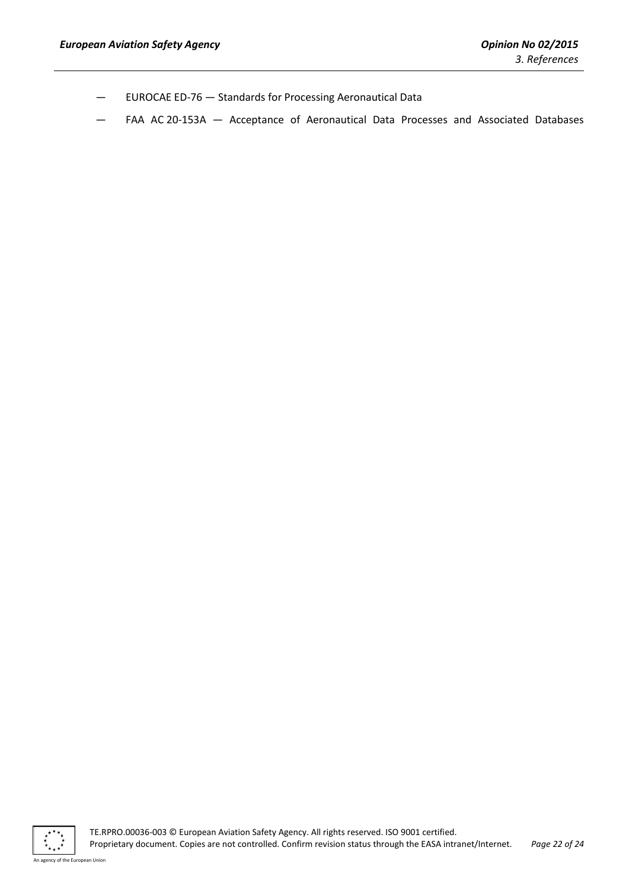— EUROCAE ED-76 — Standards for Processing Aeronautical Data

— FAA AC 20-153A — Acceptance of Aeronautical Data Processes and Associated Databases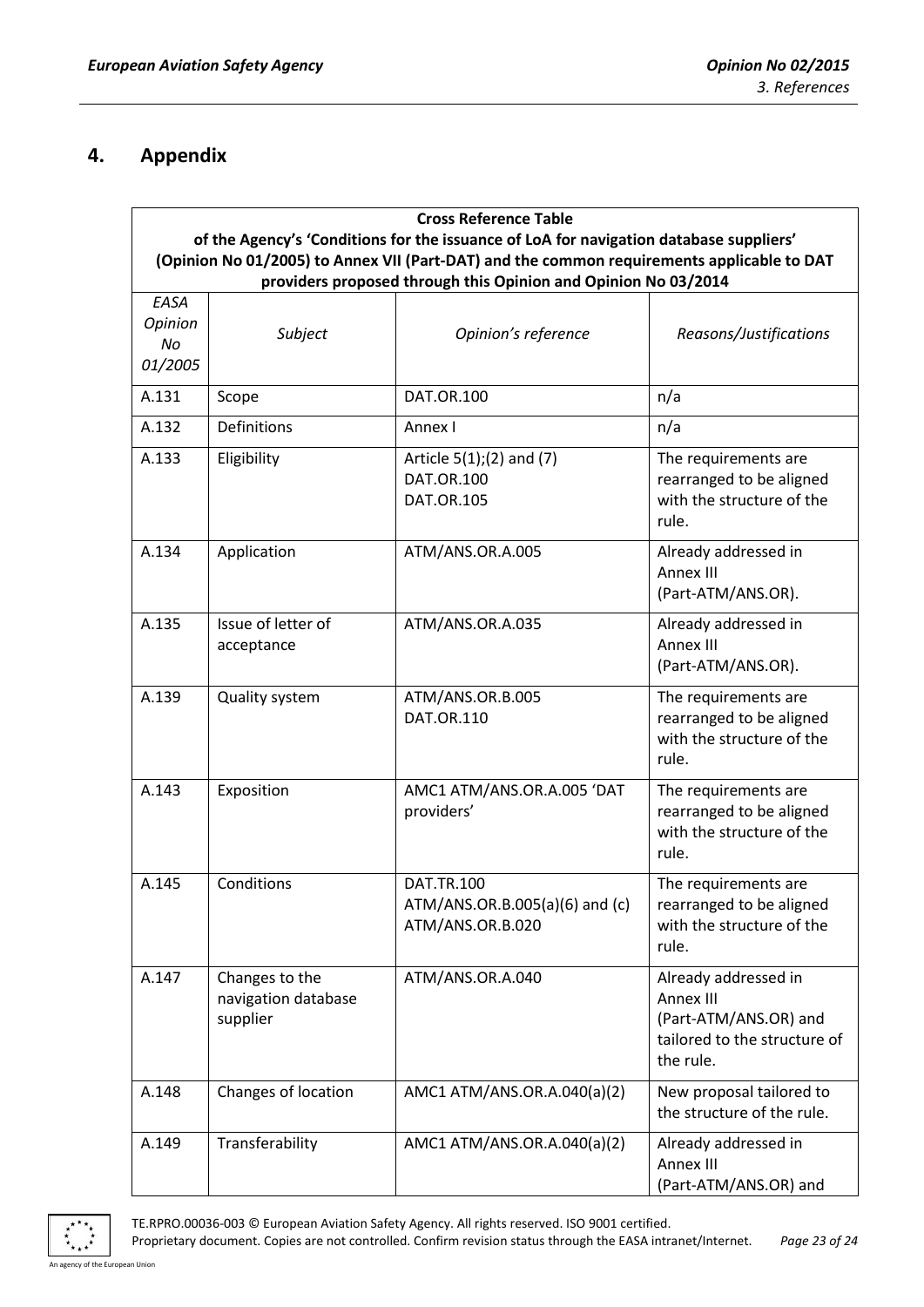## 4. Appendix

| Cross Reference Table of the Agency's 'Conditions for the issuance of LoA for navigation database suppliers' (Opinion No 01/2005) to Annex VII (Part-DAT) and the common requirements applicable to DAT providers proposed through this Opinion and Opinion No 03/2014 | | | |
|---|---|---|---|
| *EASA Opinion No 01/2005* | *Subject* | *Opinion's reference* | *Reasons/Justifications* |
| A.131 | Scope | DAT.OR.100 | n/a |
| A.132 | Definitions | Annex I | n/a |
| A.133 | Eligibility | Article 5(1);(2) and (7)<br>DAT.OR.100<br>DAT.OR.105 | The requirements are rearranged to be aligned with the structure of the rule. |
| A.134 | Application | ATM/ANS.OR.A.005 | Already addressed in Annex III (Part-ATM/ANS.OR). |
| A.135 | Issue of letter of acceptance | ATM/ANS.OR.A.035 | Already addressed in Annex III (Part-ATM/ANS.OR). |
| A.139 | Quality system | ATM/ANS.OR.B.005<br>DAT.OR.110 | The requirements are rearranged to be aligned with the structure of the rule. |
| A.143 | Exposition | AMC1 ATM/ANS.OR.A.005 'DAT providers' | The requirements are rearranged to be aligned with the structure of the rule. |
| A.145 | Conditions | DAT.TR.100<br>ATM/ANS.OR.B.005(a)(6) and (c)<br>ATM/ANS.OR.B.020 | The requirements are rearranged to be aligned with the structure of the rule. |
| A.147 | Changes to the navigation database supplier | ATM/ANS.OR.A.040 | Already addressed in Annex III (Part-ATM/ANS.OR) and tailored to the structure of the rule. |
| A.148 | Changes of location | AMC1 ATM/ANS.OR.A.040(a)(2) | New proposal tailored to the structure of the rule. |
| A.149 | Transferability | AMC1 ATM/ANS.OR.A.040(a)(2) | Already addressed in Annex III (Part-ATM/ANS.OR) and |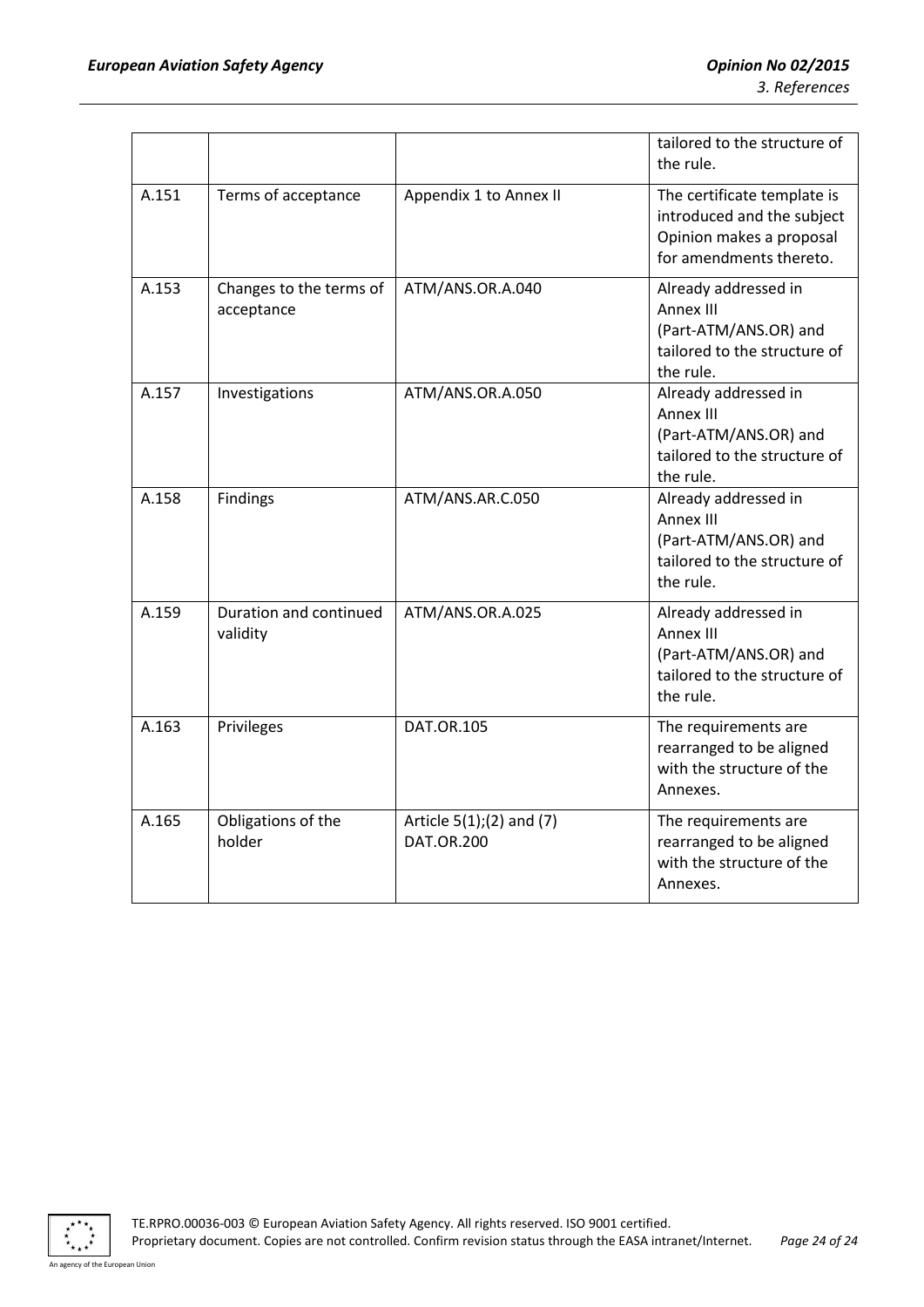| | | | |
|---|---|---|---|
| | | | tailored to the structure of the rule. |
| A.151 | Terms of acceptance | Appendix 1 to Annex II | The certificate template is introduced and the subject Opinion makes a proposal for amendments thereto. |
| A.153 | Changes to the terms of acceptance | ATM/ANS.OR.A.040 | Already addressed in Annex III (Part-ATM/ANS.OR) and tailored to the structure of the rule. |
| A.157 | Investigations | ATM/ANS.OR.A.050 | Already addressed in Annex III (Part-ATM/ANS.OR) and tailored to the structure of the rule. |
| A.158 | Findings | ATM/ANS.AR.C.050 | Already addressed in Annex III (Part-ATM/ANS.OR) and tailored to the structure of the rule. |
| A.159 | Duration and continued validity | ATM/ANS.OR.A.025 | Already addressed in Annex III (Part-ATM/ANS.OR) and tailored to the structure of the rule. |
| A.163 | Privileges | DAT.OR.105 | The requirements are rearranged to be aligned with the structure of the Annexes. |
| A.165 | Obligations of the holder | Article 5(1);(2) and (7) DAT.OR.200 | The requirements are rearranged to be aligned with the structure of the Annexes. |